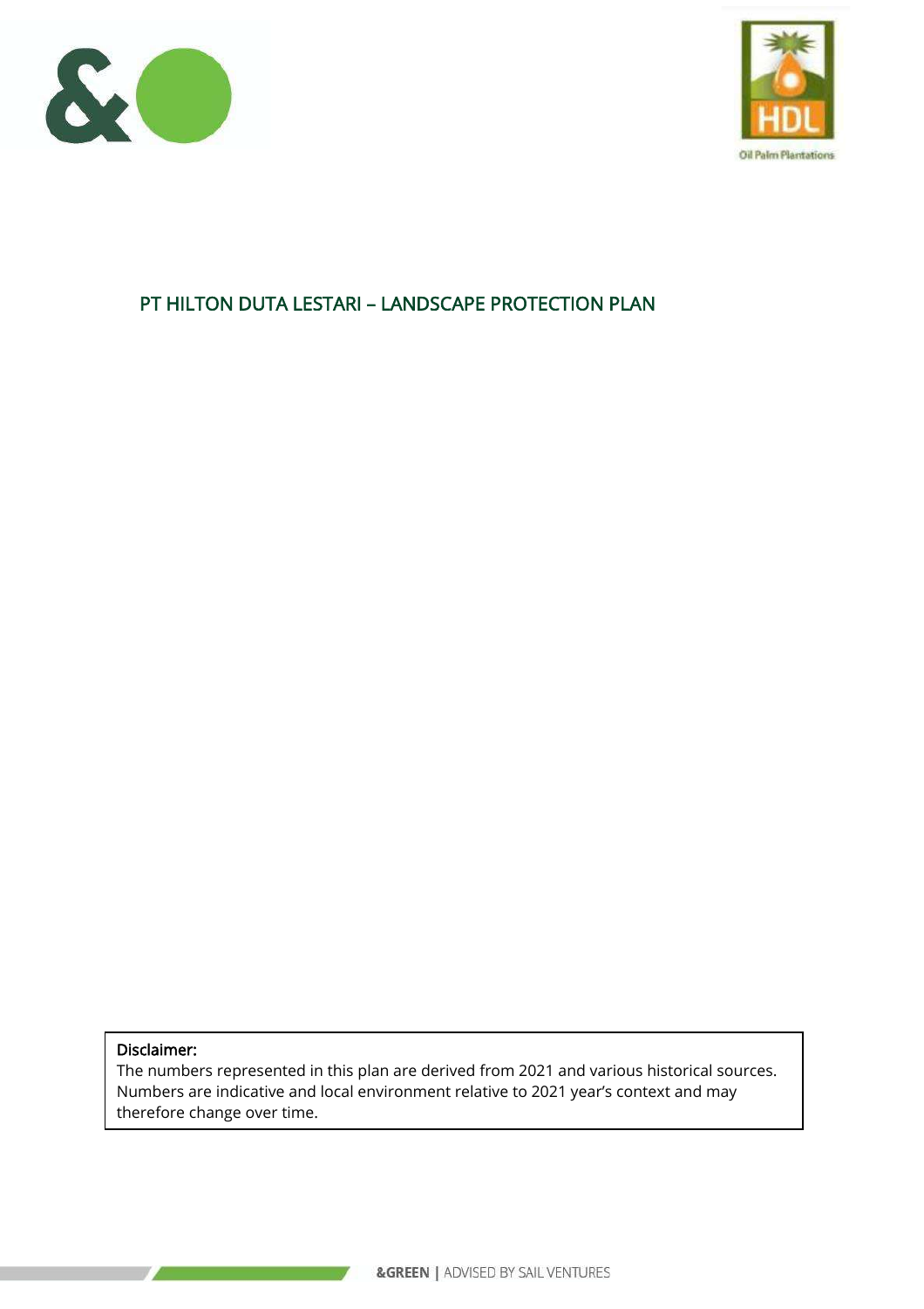# PT HILTON DUTA LESTARI – LANDSCAPE PROTECTION PLAN

**Disclaimer:**
The numbers represented in this plan are derived from 2021 and various historical sources. Numbers are indicative and local environment relative to 2021 year's context and may therefore change over time.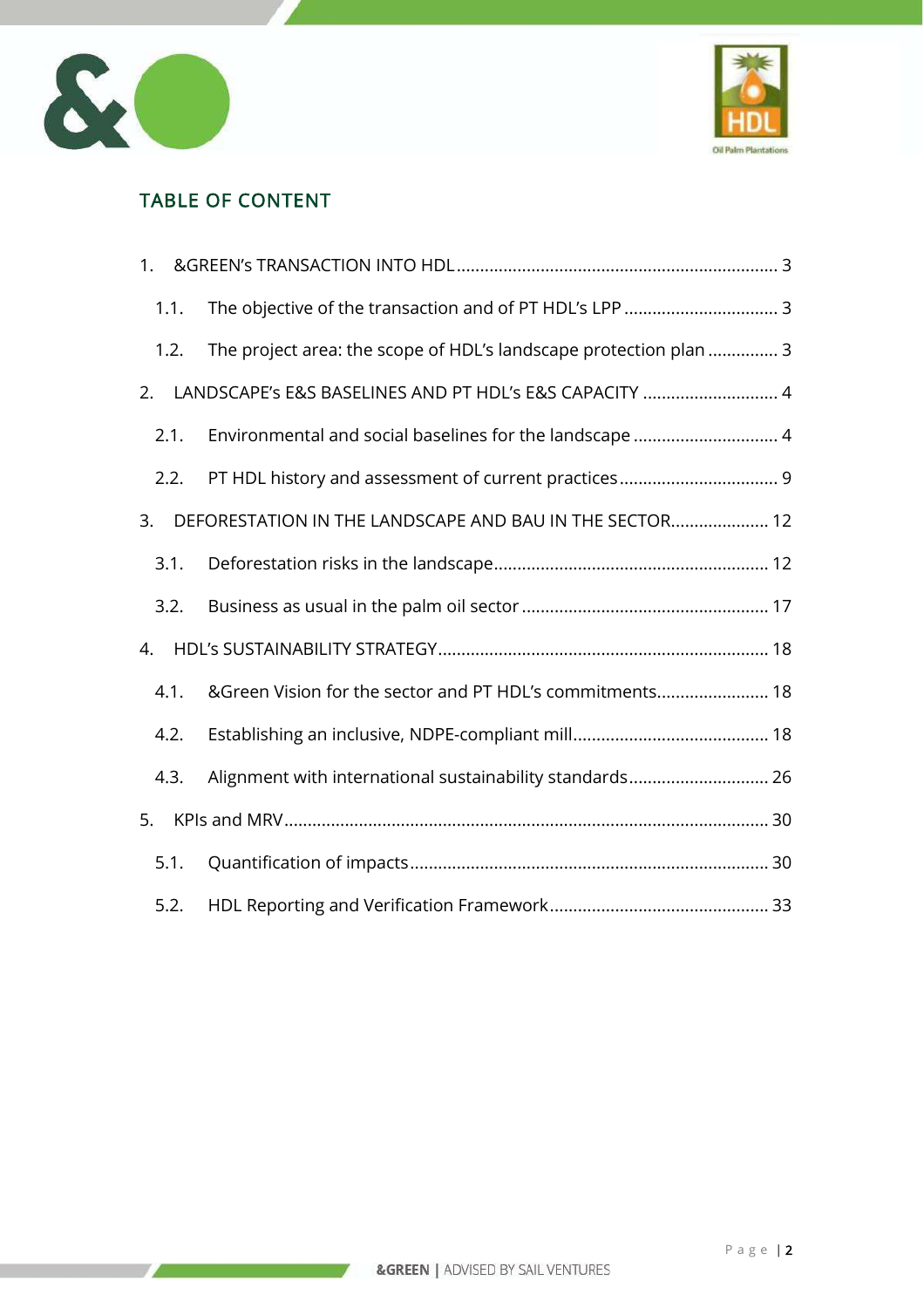## TABLE OF CONTENT

1. &GREEN's TRANSACTION INTO HDL ..................................................................... 3
   - 1.1. The objective of the transaction and of PT HDL's LPP ................................. 3
   - 1.2. The project area: the scope of HDL's landscape protection plan ............... 3
2. LANDSCAPE's E&S BASELINES AND PT HDL's E&S CAPACITY ............................. 4
   - 2.1. Environmental and social baselines for the landscape ............................... 4
   - 2.2. PT HDL history and assessment of current practices .................................. 9
3. DEFORESTATION IN THE LANDSCAPE AND BAU IN THE SECTOR..................... 12
   - 3.1. Deforestation risks in the landscape.......................................................... 12
   - 3.2. Business as usual in the palm oil sector ..................................................... 17
4. HDL's SUSTAINABILITY STRATEGY...................................................................... 18
   - 4.1. &Green Vision for the sector and PT HDL's commitments........................ 18
   - 4.2. Establishing an inclusive, NDPE-compliant mill.......................................... 18
   - 4.3. Alignment with international sustainability standards............................. 26
5. KPIs and MRV...................................................................................................... 30
   - 5.1. Quantification of impacts............................................................................ 30
   - 5.2. HDL Reporting and Verification Framework.............................................. 33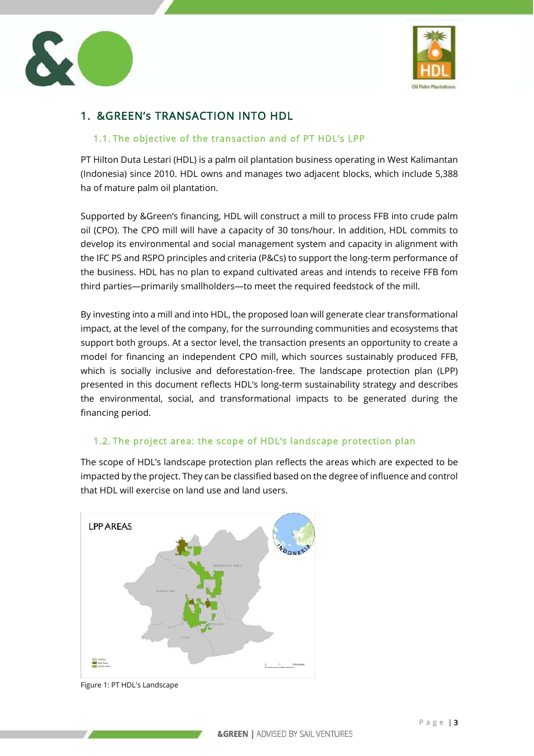# 1. &GREEN's TRANSACTION INTO HDL

## 1.1. The objective of the transaction and of PT HDL's LPP

PT Hilton Duta Lestari (HDL) is a palm oil plantation business operating in West Kalimantan (Indonesia) since 2010. HDL owns and manages two adjacent blocks, which include 5,388 ha of mature palm oil plantation.

Supported by &Green's financing, HDL will construct a mill to process FFB into crude palm oil (CPO). The CPO mill will have a capacity of 30 tons/hour. In addition, HDL commits to develop its environmental and social management system and capacity in alignment with the IFC PS and RSPO principles and criteria (P&Cs) to support the long-term performance of the business. HDL has no plan to expand cultivated areas and intends to receive FFB fom third parties—primarily smallholders—to meet the required feedstock of the mill.

By investing into a mill and into HDL, the proposed loan will generate clear transformational impact, at the level of the company, for the surrounding communities and ecosystems that support both groups. At a sector level, the transaction presents an opportunity to create a model for financing an independent CPO mill, which sources sustainably produced FFB, which is socially inclusive and deforestation-free. The landscape protection plan (LPP) presented in this document reflects HDL's long-term sustainability strategy and describes the environmental, social, and transformational impacts to be generated during the financing period.

## 1.2. The project area: the scope of HDL's landscape protection plan

The scope of HDL's landscape protection plan reflects the areas which are expected to be impacted by the project. They can be classified based on the degree of influence and control that HDL will exercise on land use and land users.

LPP AREAS

Figure 1: PT HDL's Landscape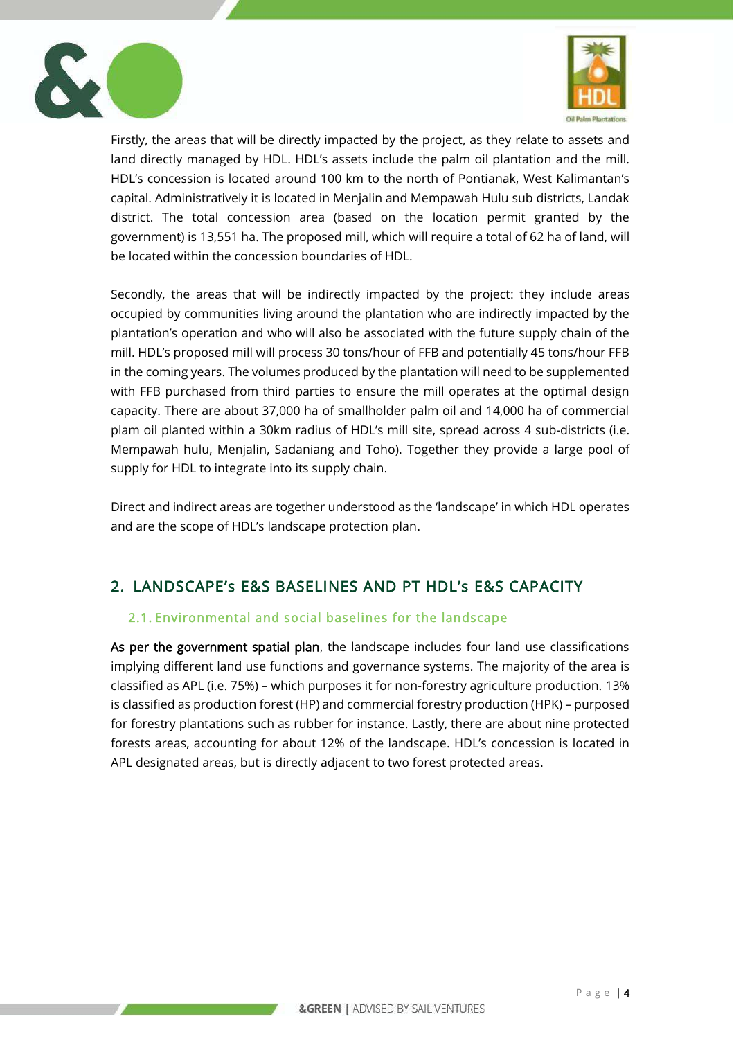Firstly, the areas that will be directly impacted by the project, as they relate to assets and land directly managed by HDL. HDL's assets include the palm oil plantation and the mill. HDL's concession is located around 100 km to the north of Pontianak, West Kalimantan's capital. Administratively it is located in Menjalin and Mempawah Hulu sub districts, Landak district. The total concession area (based on the location permit granted by the government) is 13,551 ha. The proposed mill, which will require a total of 62 ha of land, will be located within the concession boundaries of HDL.

Secondly, the areas that will be indirectly impacted by the project: they include areas occupied by communities living around the plantation who are indirectly impacted by the plantation's operation and who will also be associated with the future supply chain of the mill. HDL's proposed mill will process 30 tons/hour of FFB and potentially 45 tons/hour FFB in the coming years. The volumes produced by the plantation will need to be supplemented with FFB purchased from third parties to ensure the mill operates at the optimal design capacity. There are about 37,000 ha of smallholder palm oil and 14,000 ha of commercial plam oil planted within a 30km radius of HDL's mill site, spread across 4 sub-districts (i.e. Mempawah hulu, Menjalin, Sadaniang and Toho). Together they provide a large pool of supply for HDL to integrate into its supply chain.

Direct and indirect areas are together understood as the 'landscape' in which HDL operates and are the scope of HDL's landscape protection plan.

## 2. LANDSCAPE's E&S BASELINES AND PT HDL's E&S CAPACITY

### 2.1. Environmental and social baselines for the landscape

**As per the government spatial plan**, the landscape includes four land use classifications implying different land use functions and governance systems. The majority of the area is classified as APL (i.e. 75%) – which purposes it for non-forestry agriculture production. 13% is classified as production forest (HP) and commercial forestry production (HPK) – purposed for forestry plantations such as rubber for instance. Lastly, there are about nine protected forests areas, accounting for about 12% of the landscape. HDL's concession is located in APL designated areas, but is directly adjacent to two forest protected areas.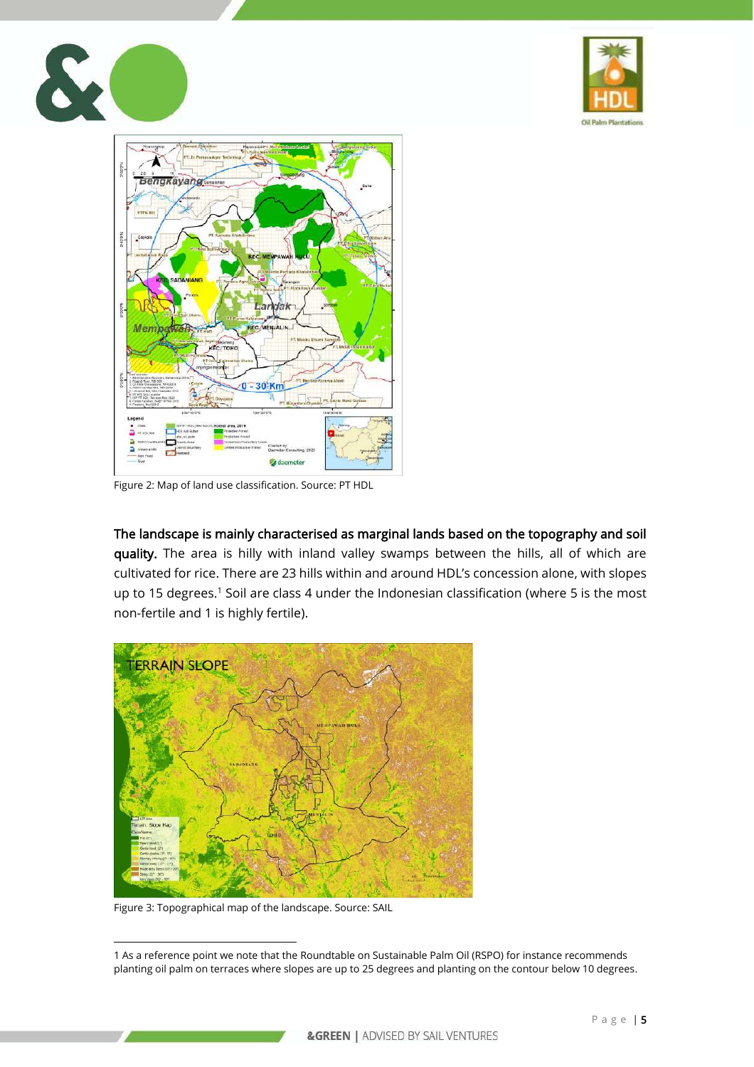Figure 2: Map of land use classification. Source: PT HDL

**The landscape is mainly characterised as marginal lands based on the topography and soil quality.** The area is hilly with inland valley swamps between the hills, all of which are cultivated for rice. There are 23 hills within and around HDL's concession alone, with slopes up to 15 degrees.[1] Soil are class 4 under the Indonesian classification (where 5 is the most non-fertile and 1 is highly fertile).

Figure 3: Topographical map of the landscape. Source: SAIL

1 As a reference point we note that the Roundtable on Sustainable Palm Oil (RSPO) for instance recommends planting oil palm on terraces where slopes are up to 25 degrees and planting on the contour below 10 degrees.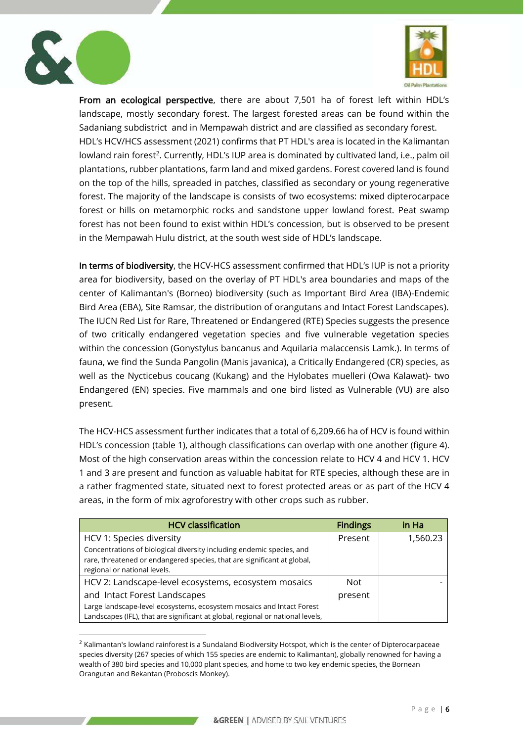**From an ecological perspective**, there are about 7,501 ha of forest left within HDL's landscape, mostly secondary forest. The largest forested areas can be found within the Sadaniang subdistrict and in Mempawah district and are classified as secondary forest. HDL's HCV/HCS assessment (2021) confirms that PT HDL's area is located in the Kalimantan lowland rain forest[2]. Currently, HDL's IUP area is dominated by cultivated land, i.e., palm oil plantations, rubber plantations, farm land and mixed gardens. Forest covered land is found on the top of the hills, spreaded in patches, classified as secondary or young regenerative forest. The majority of the landscape is consists of two ecosystems: mixed dipterocarpace forest or hills on metamorphic rocks and sandstone upper lowland forest. Peat swamp forest has not been found to exist within HDL's concession, but is observed to be present in the Mempawah Hulu district, at the south west side of HDL's landscape.

**In terms of biodiversity**, the HCV-HCS assessment confirmed that HDL's IUP is not a priority area for biodiversity, based on the overlay of PT HDL's area boundaries and maps of the center of Kalimantan's (Borneo) biodiversity (such as Important Bird Area (IBA)-Endemic Bird Area (EBA), Site Ramsar, the distribution of orangutans and Intact Forest Landscapes). The IUCN Red List for Rare, Threatened or Endangered (RTE) Species suggests the presence of two critically endangered vegetation species and five vulnerable vegetation species within the concession (Gonystylus bancanus and Aquilaria malaccensis Lamk.). In terms of fauna, we find the Sunda Pangolin (Manis javanica), a Critically Endangered (CR) species, as well as the Nycticebus coucang (Kukang) and the Hylobates muelleri (Owa Kalawat)- two Endangered (EN) species. Five mammals and one bird listed as Vulnerable (VU) are also present.

The HCV-HCS assessment further indicates that a total of 6,209.66 ha of HCV is found within HDL's concession (table 1), although classifications can overlap with one another (figure 4). Most of the high conservation areas within the concession relate to HCV 4 and HCV 1. HCV 1 and 3 are present and function as valuable habitat for RTE species, although these are in a rather fragmented state, situated next to forest protected areas or as part of the HCV 4 areas, in the form of mix agroforestry with other crops such as rubber.

| HCV classification | Findings | in Ha |
|---|---|---|
| HCV 1: Species diversity<br>Concentrations of biological diversity including endemic species, and rare, threatened or endangered species, that are significant at global, regional or national levels. | Present | 1,560.23 |
| HCV 2: Landscape-level ecosystems, ecosystem mosaics and Intact Forest Landscapes<br>Large landscape-level ecosystems, ecosystem mosaics and Intact Forest Landscapes (IFL), that are significant at global, regional or national levels, | Not present | - |

[2] Kalimantan's lowland rainforest is a Sundaland Biodiversity Hotspot, which is the center of Dipterocarpaceae species diversity (267 species of which 155 species are endemic to Kalimantan), globally renowned for having a wealth of 380 bird species and 10,000 plant species, and home to two key endemic species, the Bornean Orangutan and Bekantan (Proboscis Monkey).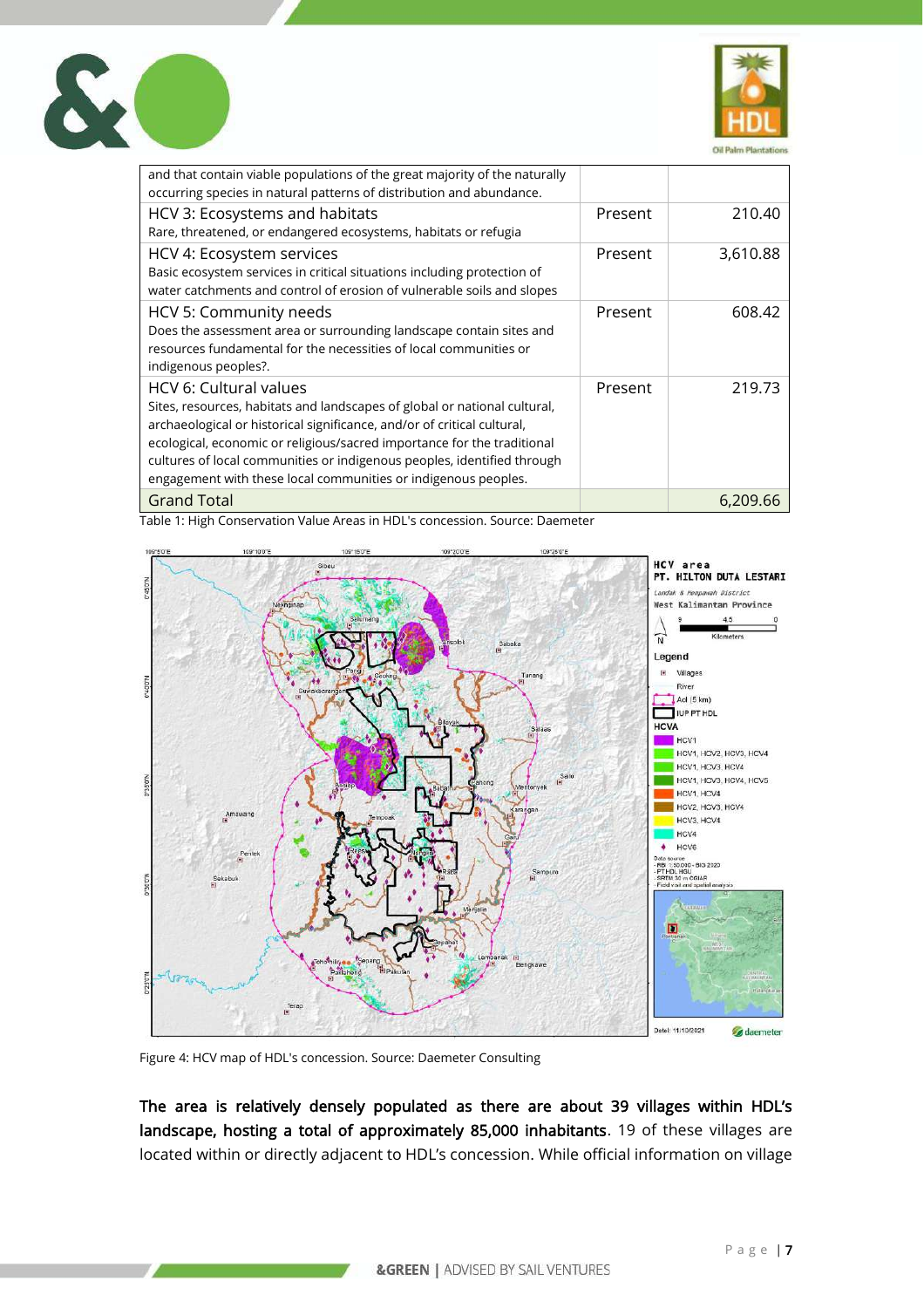| | | |
|---|---|---|
| and that contain viable populations of the great majority of the naturally occurring species in natural patterns of distribution and abundance. | | |
| HCV 3: Ecosystems and habitats<br>Rare, threatened, or endangered ecosystems, habitats or refugia | Present | 210.40 |
| HCV 4: Ecosystem services<br>Basic ecosystem services in critical situations including protection of water catchments and control of erosion of vulnerable soils and slopes | Present | 3,610.88 |
| HCV 5: Community needs<br>Does the assessment area or surrounding landscape contain sites and resources fundamental for the necessities of local communities or indigenous peoples?. | Present | 608.42 |
| HCV 6: Cultural values<br>Sites, resources, habitats and landscapes of global or national cultural, archaeological or historical significance, and/or of critical cultural, ecological, economic or religious/sacred importance for the traditional cultures of local communities or indigenous peoples, identified through engagement with these local communities or indigenous peoples. | Present | 219.73 |
| Grand Total | | 6,209.66 |

Table 1: High Conservation Value Areas in HDL's concession. Source: Daemeter

HCV area
PT. HILTON DUTA LESTARI
Landak & Mempawah District
West Kalimantan Province

Legend
Villages
River
AoI (5 km)
IUP PT HDL
HCVA
HCV1
HCV1, HCV2, HCV3, HCV4
HCV1, HCV3, HCV4
HCV1, HCV3, HCV4, HCV5
HCV1, HCV4
HCV2, HCV3, HCV4
HCV3, HCV4
HCV4
HCV6

Date: 11/10/2021
daemeter

Figure 4: HCV map of HDL's concession. Source: Daemeter Consulting

**The area is relatively densely populated as there are about 39 villages within HDL's landscape, hosting a total of approximately 85,000 inhabitants**. 19 of these villages are located within or directly adjacent to HDL's concession. While official information on village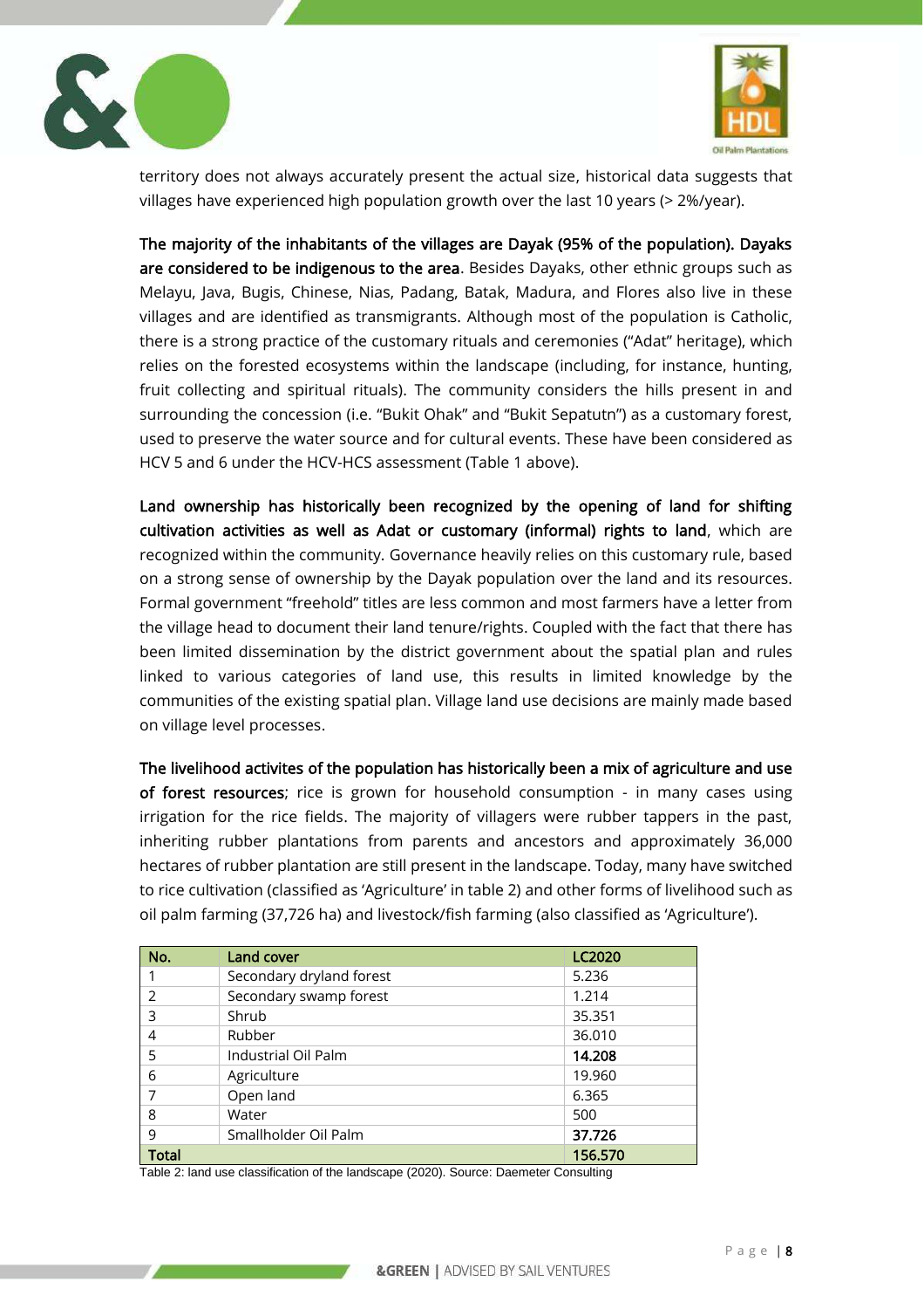territory does not always accurately present the actual size, historical data suggests that villages have experienced high population growth over the last 10 years (> 2%/year).

**The majority of the inhabitants of the villages are Dayak (95% of the population). Dayaks are considered to be indigenous to the area**. Besides Dayaks, other ethnic groups such as Melayu, Java, Bugis, Chinese, Nias, Padang, Batak, Madura, and Flores also live in these villages and are identified as transmigrants. Although most of the population is Catholic, there is a strong practice of the customary rituals and ceremonies ("Adat" heritage), which relies on the forested ecosystems within the landscape (including, for instance, hunting, fruit collecting and spiritual rituals). The community considers the hills present in and surrounding the concession (i.e. "Bukit Ohak" and "Bukit Sepatutn") as a customary forest, used to preserve the water source and for cultural events. These have been considered as HCV 5 and 6 under the HCV-HCS assessment (Table 1 above).

**Land ownership has historically been recognized by the opening of land for shifting cultivation activities as well as Adat or customary (informal) rights to land**, which are recognized within the community. Governance heavily relies on this customary rule, based on a strong sense of ownership by the Dayak population over the land and its resources. Formal government "freehold" titles are less common and most farmers have a letter from the village head to document their land tenure/rights. Coupled with the fact that there has been limited dissemination by the district government about the spatial plan and rules linked to various categories of land use, this results in limited knowledge by the communities of the existing spatial plan. Village land use decisions are mainly made based on village level processes.

**The livelihood activites of the population has historically been a mix of agriculture and use of forest resources**; rice is grown for household consumption - in many cases using irrigation for the rice fields. The majority of villagers were rubber tappers in the past, inheriting rubber plantations from parents and ancestors and approximately 36,000 hectares of rubber plantation are still present in the landscape. Today, many have switched to rice cultivation (classified as 'Agriculture' in table 2) and other forms of livelihood such as oil palm farming (37,726 ha) and livestock/fish farming (also classified as 'Agriculture').

| No. | Land cover | LC2020 |
|---|---|---|
| 1 | Secondary dryland forest | 5.236 |
| 2 | Secondary swamp forest | 1.214 |
| 3 | Shrub | 35.351 |
| 4 | Rubber | 36.010 |
| 5 | Industrial Oil Palm | **14.208** |
| 6 | Agriculture | 19.960 |
| 7 | Open land | 6.365 |
| 8 | Water | 500 |
| 9 | Smallholder Oil Palm | **37.726** |
| **Total** | | **156.570** |

Table 2: land use classification of the landscape (2020). Source: Daemeter Consulting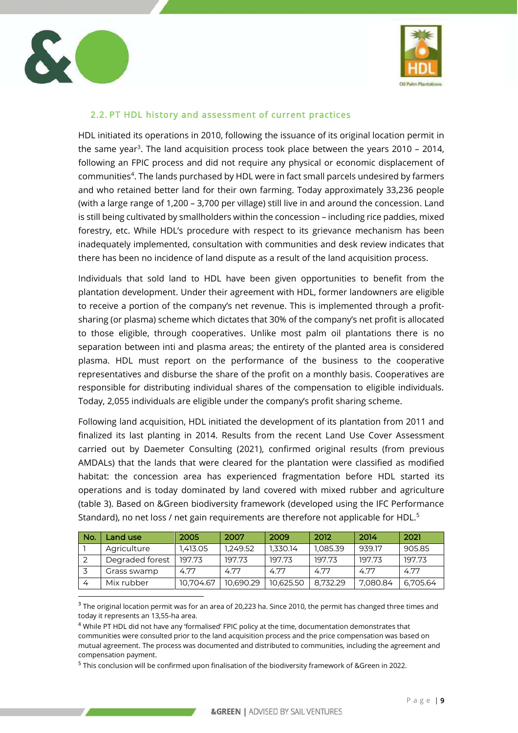## 2.2. PT HDL history and assessment of current practices

HDL initiated its operations in 2010, following the issuance of its original location permit in the same year[3]. The land acquisition process took place between the years 2010 – 2014, following an FPIC process and did not require any physical or economic displacement of communities[4]. The lands purchased by HDL were in fact small parcels undesired by farmers and who retained better land for their own farming. Today approximately 33,236 people (with a large range of 1,200 – 3,700 per village) still live in and around the concession. Land is still being cultivated by smallholders within the concession – including rice paddies, mixed forestry, etc. While HDL's procedure with respect to its grievance mechanism has been inadequately implemented, consultation with communities and desk review indicates that there has been no incidence of land dispute as a result of the land acquisition process.

Individuals that sold land to HDL have been given opportunities to benefit from the plantation development. Under their agreement with HDL, former landowners are eligible to receive a portion of the company's net revenue. This is implemented through a profit-sharing (or plasma) scheme which dictates that 30% of the company's net profit is allocated to those eligible, through cooperatives. Unlike most palm oil plantations there is no separation between inti and plasma areas; the entirety of the planted area is considered plasma. HDL must report on the performance of the business to the cooperative representatives and disburse the share of the profit on a monthly basis. Cooperatives are responsible for distributing individual shares of the compensation to eligible individuals. Today, 2,055 individuals are eligible under the company's profit sharing scheme.

Following land acquisition, HDL initiated the development of its plantation from 2011 and finalized its last planting in 2014. Results from the recent Land Use Cover Assessment carried out by Daemeter Consulting (2021), confirmed original results (from previous AMDALs) that the lands that were cleared for the plantation were classified as modified habitat: the concession area has experienced fragmentation before HDL started its operations and is today dominated by land covered with mixed rubber and agriculture (table 3). Based on &Green biodiversity framework (developed using the IFC Performance Standard), no net loss / net gain requirements are therefore not applicable for HDL.[5]

| No. | Land use | 2005 | 2007 | 2009 | 2012 | 2014 | 2021 |
|---|---|---|---|---|---|---|---|
| 1 | Agriculture | 1,413.05 | 1,249.52 | 1,330.14 | 1,085.39 | 939.17 | 905.85 |
| 2 | Degraded forest | 197.73 | 197.73 | 197.73 | 197.73 | 197.73 | 197.73 |
| 3 | Grass swamp | 4.77 | 4.77 | 4.77 | 4.77 | 4.77 | 4.77 |
| 4 | Mix rubber | 10,704.67 | 10,690.29 | 10,625.50 | 8,732.29 | 7,080.84 | 6,705.64 |

[3] The original location permit was for an area of 20,223 ha. Since 2010, the permit has changed three times and today it represents an 13,55-ha area.

[4] While PT HDL did not have any 'formalised' FPIC policy at the time, documentation demonstrates that communities were consulted prior to the land acquisition process and the price compensation was based on mutual agreement. The process was documented and distributed to communities, including the agreement and compensation payment.

[5] This conclusion will be confirmed upon finalisation of the biodiversity framework of &Green in 2022.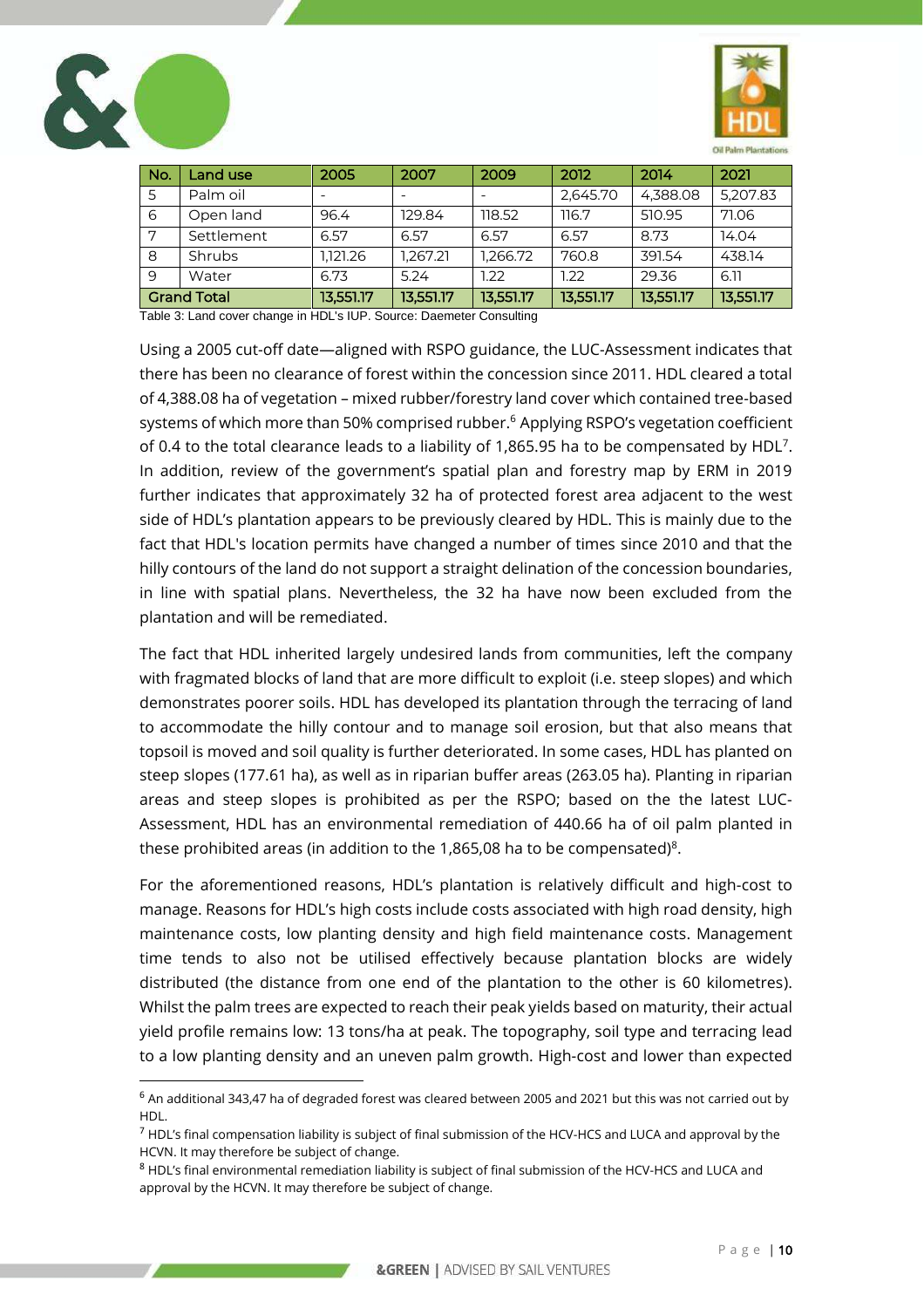| No. | Land use | 2005 | 2007 | 2009 | 2012 | 2014 | 2021 |
|---|---|---|---|---|---|---|---|
| 5 | Palm oil | - | - | - | 2,645.70 | 4,388.08 | 5,207.83 |
| 6 | Open land | 96.4 | 129.84 | 118.52 | 116.7 | 510.95 | 71.06 |
| 7 | Settlement | 6.57 | 6.57 | 6.57 | 6.57 | 8.73 | 14.04 |
| 8 | Shrubs | 1,121.26 | 1,267.21 | 1,266.72 | 760.8 | 391.54 | 438.14 |
| 9 | Water | 6.73 | 5.24 | 1.22 | 1.22 | 29.36 | 6.11 |
| Grand Total | | 13,551.17 | 13,551.17 | 13,551.17 | 13,551.17 | 13,551.17 | 13,551.17 |

Table 3: Land cover change in HDL's IUP. Source: Daemeter Consulting

Using a 2005 cut-off date—aligned with RSPO guidance, the LUC-Assessment indicates that there has been no clearance of forest within the concession since 2011. HDL cleared a total of 4,388.08 ha of vegetation – mixed rubber/forestry land cover which contained tree-based systems of which more than 50% comprised rubber.[6] Applying RSPO's vegetation coefficient of 0.4 to the total clearance leads to a liability of 1,865.95 ha to be compensated by HDL[7]. In addition, review of the government's spatial plan and forestry map by ERM in 2019 further indicates that approximately 32 ha of protected forest area adjacent to the west side of HDL's plantation appears to be previously cleared by HDL. This is mainly due to the fact that HDL's location permits have changed a number of times since 2010 and that the hilly contours of the land do not support a straight delination of the concession boundaries, in line with spatial plans. Nevertheless, the 32 ha have now been excluded from the plantation and will be remediated.

The fact that HDL inherited largely undesired lands from communities, left the company with fragmated blocks of land that are more difficult to exploit (i.e. steep slopes) and which demonstrates poorer soils. HDL has developed its plantation through the terracing of land to accommodate the hilly contour and to manage soil erosion, but that also means that topsoil is moved and soil quality is further deteriorated. In some cases, HDL has planted on steep slopes (177.61 ha), as well as in riparian buffer areas (263.05 ha). Planting in riparian areas and steep slopes is prohibited as per the RSPO; based on the the latest LUC-Assessment, HDL has an environmental remediation of 440.66 ha of oil palm planted in these prohibited areas (in addition to the 1,865,08 ha to be compensated)[8].

For the aforementioned reasons, HDL's plantation is relatively difficult and high-cost to manage. Reasons for HDL's high costs include costs associated with high road density, high maintenance costs, low planting density and high field maintenance costs. Management time tends to also not be utilised effectively because plantation blocks are widely distributed (the distance from one end of the plantation to the other is 60 kilometres). Whilst the palm trees are expected to reach their peak yields based on maturity, their actual yield profile remains low: 13 tons/ha at peak. The topography, soil type and terracing lead to a low planting density and an uneven palm growth. High-cost and lower than expected

[6] An additional 343,47 ha of degraded forest was cleared between 2005 and 2021 but this was not carried out by HDL.

[7] HDL's final compensation liability is subject of final submission of the HCV-HCS and LUCA and approval by the HCVN. It may therefore be subject of change.

[8] HDL's final environmental remediation liability is subject of final submission of the HCV-HCS and LUCA and approval by the HCVN. It may therefore be subject of change.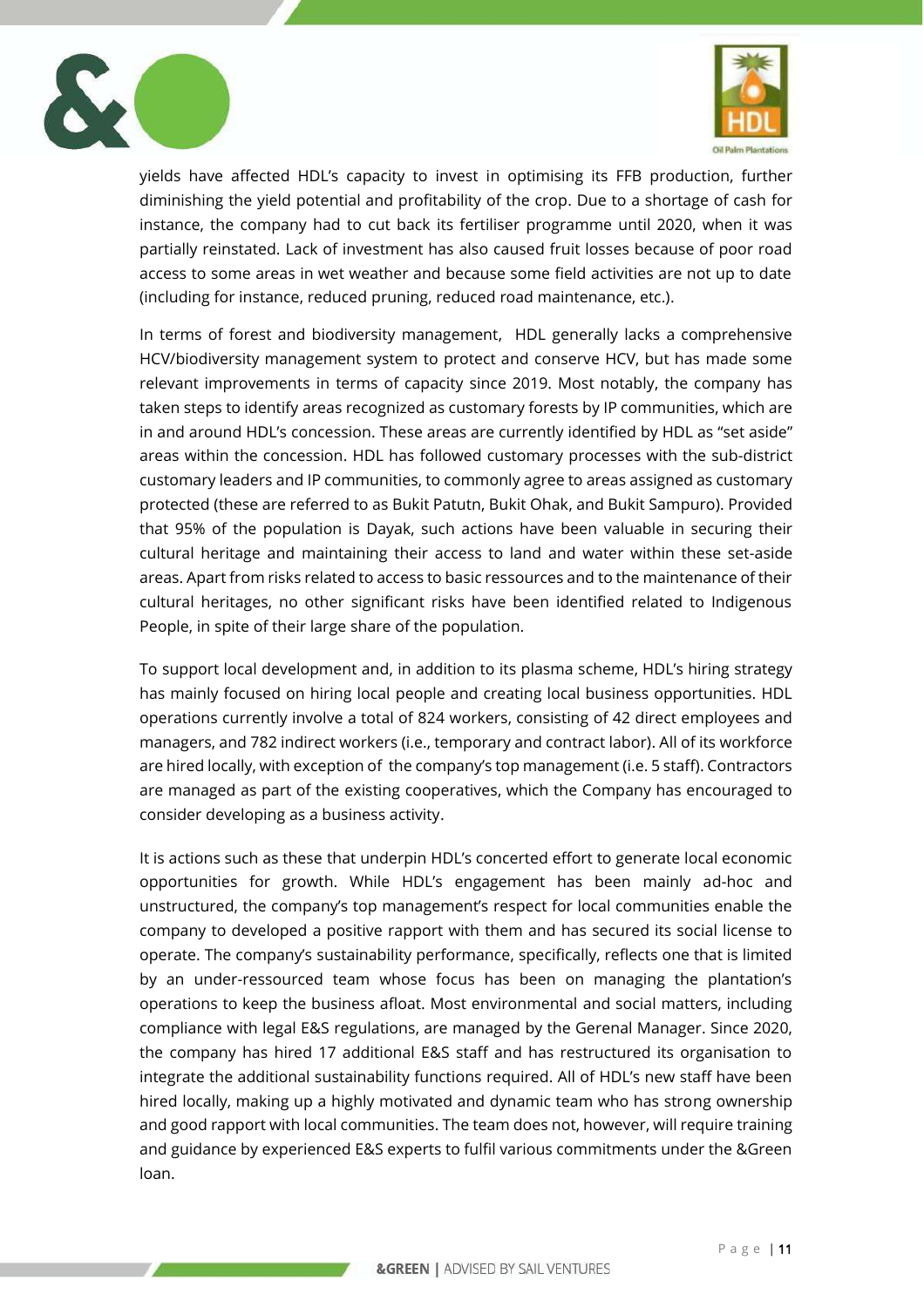yields have affected HDL's capacity to invest in optimising its FFB production, further diminishing the yield potential and profitability of the crop. Due to a shortage of cash for instance, the company had to cut back its fertiliser programme until 2020, when it was partially reinstated. Lack of investment has also caused fruit losses because of poor road access to some areas in wet weather and because some field activities are not up to date (including for instance, reduced pruning, reduced road maintenance, etc.).

In terms of forest and biodiversity management, HDL generally lacks a comprehensive HCV/biodiversity management system to protect and conserve HCV, but has made some relevant improvements in terms of capacity since 2019. Most notably, the company has taken steps to identify areas recognized as customary forests by IP communities, which are in and around HDL's concession. These areas are currently identified by HDL as "set aside" areas within the concession. HDL has followed customary processes with the sub-district customary leaders and IP communities, to commonly agree to areas assigned as customary protected (these are referred to as Bukit Patutn, Bukit Ohak, and Bukit Sampuro). Provided that 95% of the population is Dayak, such actions have been valuable in securing their cultural heritage and maintaining their access to land and water within these set-aside areas. Apart from risks related to access to basic ressources and to the maintenance of their cultural heritages, no other significant risks have been identified related to Indigenous People, in spite of their large share of the population.

To support local development and, in addition to its plasma scheme, HDL's hiring strategy has mainly focused on hiring local people and creating local business opportunities. HDL operations currently involve a total of 824 workers, consisting of 42 direct employees and managers, and 782 indirect workers (i.e., temporary and contract labor). All of its workforce are hired locally, with exception of the company's top management (i.e. 5 staff). Contractors are managed as part of the existing cooperatives, which the Company has encouraged to consider developing as a business activity.

It is actions such as these that underpin HDL's concerted effort to generate local economic opportunities for growth. While HDL's engagement has been mainly ad-hoc and unstructured, the company's top management's respect for local communities enable the company to developed a positive rapport with them and has secured its social license to operate. The company's sustainability performance, specifically, reflects one that is limited by an under-ressourced team whose focus has been on managing the plantation's operations to keep the business afloat. Most environmental and social matters, including compliance with legal E&S regulations, are managed by the Gerenal Manager. Since 2020, the company has hired 17 additional E&S staff and has restructured its organisation to integrate the additional sustainability functions required. All of HDL's new staff have been hired locally, making up a highly motivated and dynamic team who has strong ownership and good rapport with local communities. The team does not, however, will require training and guidance by experienced E&S experts to fulfil various commitments under the &Green loan.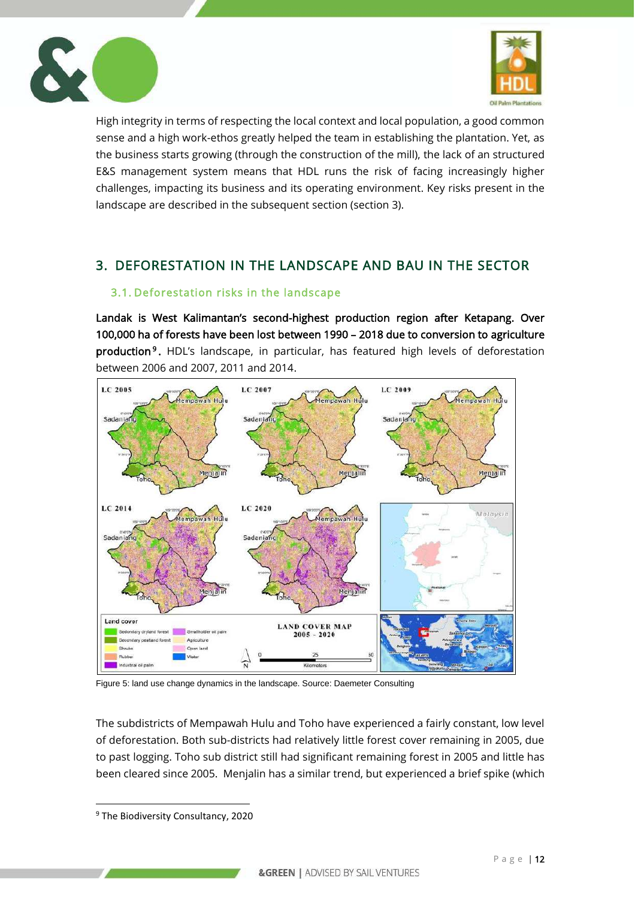High integrity in terms of respecting the local context and local population, a good common sense and a high work-ethos greatly helped the team in establishing the plantation. Yet, as the business starts growing (through the construction of the mill), the lack of an structured E&S management system means that HDL runs the risk of facing increasingly higher challenges, impacting its business and its operating environment. Key risks present in the landscape are described in the subsequent section (section 3).

## 3. DEFORESTATION IN THE LANDSCAPE AND BAU IN THE SECTOR

### 3.1. Deforestation risks in the landscape

**Landak is West Kalimantan's second-highest production region after Ketapang. Over 100,000 ha of forests have been lost between 1990 – 2018 due to conversion to agriculture production[9].** HDL's landscape, in particular, has featured high levels of deforestation between 2006 and 2007, 2011 and 2014.

LC 2005
LC 2007
LC 2009
LC 2014
LC 2020
Mempawah Hulu
Sadaniang
Toho
Menjalin
Malaysia
Land cover
Secondary dryland forest
Secondary peatland forest
Shrubs
Rubber
Industrial oil palm
Smallholder oil palm
Agriculture
Open land
Water
LAND COVER MAP 2005 - 2020
0 25 50
Kilometers

Figure 5: land use change dynamics in the landscape. Source: Daemeter Consulting

The subdistricts of Mempawah Hulu and Toho have experienced a fairly constant, low level of deforestation. Both sub-districts had relatively little forest cover remaining in 2005, due to past logging. Toho sub district still had significant remaining forest in 2005 and little has been cleared since 2005. Menjalin has a similar trend, but experienced a brief spike (which

[9] The Biodiversity Consultancy, 2020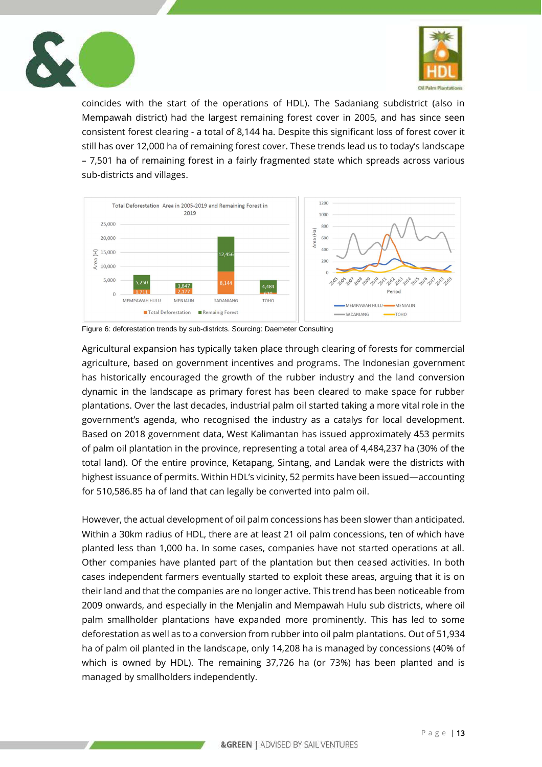coincides with the start of the operations of HDL). The Sadaniang subdistrict (also in Mempawah district) had the largest remaining forest cover in 2005, and has since seen consistent forest clearing - a total of 8,144 ha. Despite this significant loss of forest cover it still has over 12,000 ha of remaining forest cover. These trends lead us to today's landscape – 7,501 ha of remaining forest in a fairly fragmented state which spreads across various sub-districts and villages.

Total Deforestation Area in 2005-2019 and Remaining Forest in 2019

Area (H)

25,000
20,000
15,000
10,000
5,000
0

MEMPAWAH HULU: 5,250 / 1,711
MENJALIN: 1,847 / 2,177
SADANIANG: 12,456 / 8,144
TOHO: 4,484 / 620

Total Deforestation | Remaining Forest

Area (Ha)

1200
1000
800
600
400
200
0

2005 2006 2007 2008 2009 2010 2011 2012 2013 2014 2015 2016 2017 2018 2019

Period

MEMPAWAH HULU | MENJALIN | SADANIANG | TOHO

Figure 6: deforestation trends by sub-districts. Sourcing: Daemeter Consulting

Agricultural expansion has typically taken place through clearing of forests for commercial agriculture, based on government incentives and programs. The Indonesian government has historically encouraged the growth of the rubber industry and the land conversion dynamic in the landscape as primary forest has been cleared to make space for rubber plantations. Over the last decades, industrial palm oil started taking a more vital role in the government's agenda, who recognised the industry as a catalys for local development. Based on 2018 government data, West Kalimantan has issued approximately 453 permits of palm oil plantation in the province, representing a total area of 4,484,237 ha (30% of the total land). Of the entire province, Ketapang, Sintang, and Landak were the districts with highest issuance of permits. Within HDL's vicinity, 52 permits have been issued—accounting for 510,586.85 ha of land that can legally be converted into palm oil.

However, the actual development of oil palm concessions has been slower than anticipated. Within a 30km radius of HDL, there are at least 21 oil palm concessions, ten of which have planted less than 1,000 ha. In some cases, companies have not started operations at all. Other companies have planted part of the plantation but then ceased activities. In both cases independent farmers eventually started to exploit these areas, arguing that it is on their land and that the companies are no longer active. This trend has been noticeable from 2009 onwards, and especially in the Menjalin and Mempawah Hulu sub districts, where oil palm smallholder plantations have expanded more prominently. This has led to some deforestation as well as to a conversion from rubber into oil palm plantations. Out of 51,934 ha of palm oil planted in the landscape, only 14,208 ha is managed by concessions (40% of which is owned by HDL). The remaining 37,726 ha (or 73%) has been planted and is managed by smallholders independently.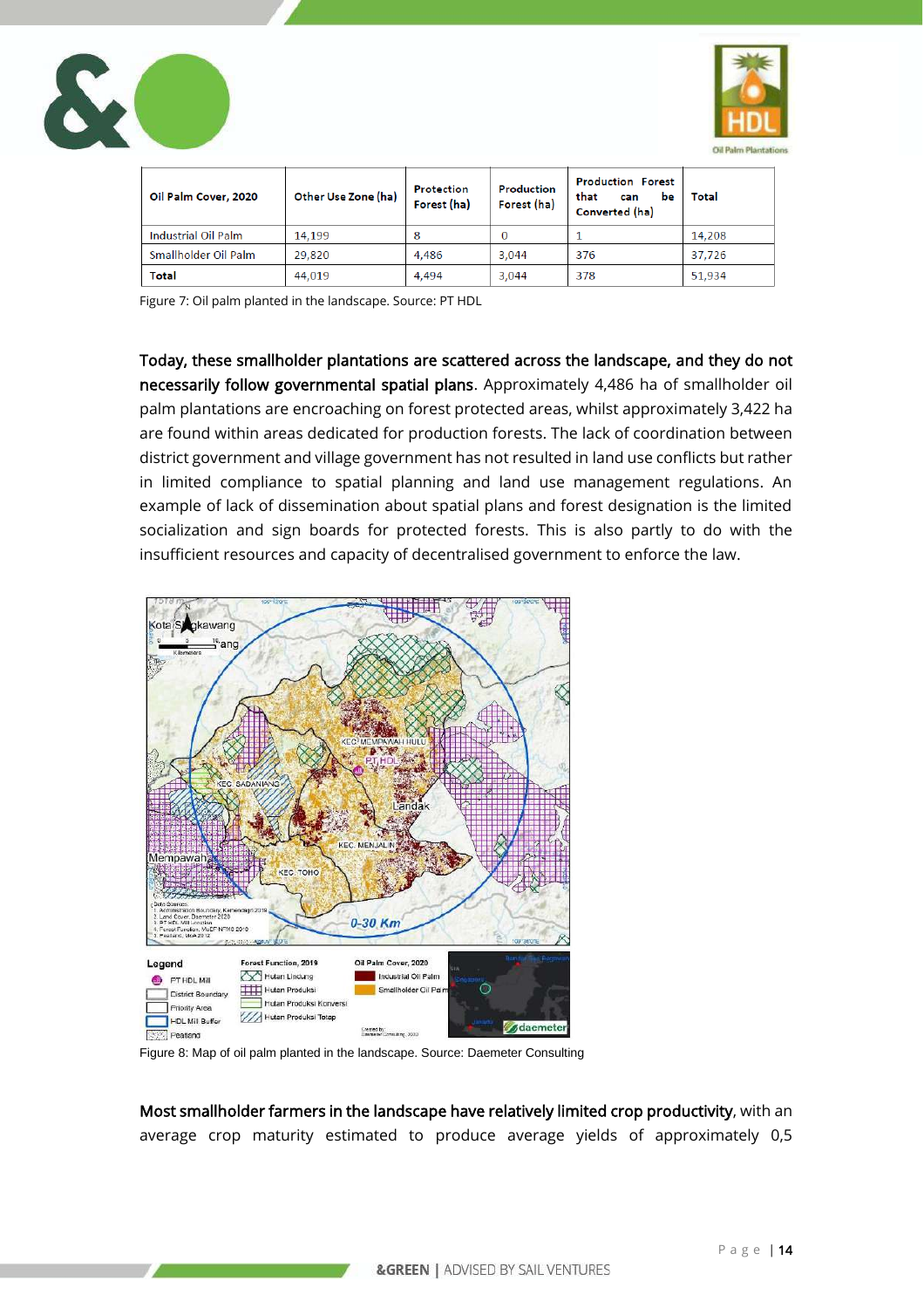| Oil Palm Cover, 2020 | Other Use Zone (ha) | Protection Forest (ha) | Production Forest (ha) | Production Forest that can be Converted (ha) | Total |
|---|---|---|---|---|---|
| Industrial Oil Palm | 14,199 | 8 | 0 | 1 | 14,208 |
| Smallholder Oil Palm | 29,820 | 4,486 | 3,044 | 376 | 37,726 |
| **Total** | 44,019 | 4,494 | 3,044 | 378 | 51,934 |

Figure 7: Oil palm planted in the landscape. Source: PT HDL

**Today, these smallholder plantations are scattered across the landscape, and they do not necessarily follow governmental spatial plans**. Approximately 4,486 ha of smallholder oil palm plantations are encroaching on forest protected areas, whilst approximately 3,422 ha are found within areas dedicated for production forests. The lack of coordination between district government and village government has not resulted in land use conflicts but rather in limited compliance to spatial planning and land use management regulations. An example of lack of dissemination about spatial plans and forest designation is the limited socialization and sign boards for protected forests. This is also partly to do with the insufficient resources and capacity of decentralised government to enforce the law.

Figure 8: Map of oil palm planted in the landscape. Source: Daemeter Consulting

**Most smallholder farmers in the landscape have relatively limited crop productivity**, with an average crop maturity estimated to produce average yields of approximately 0,5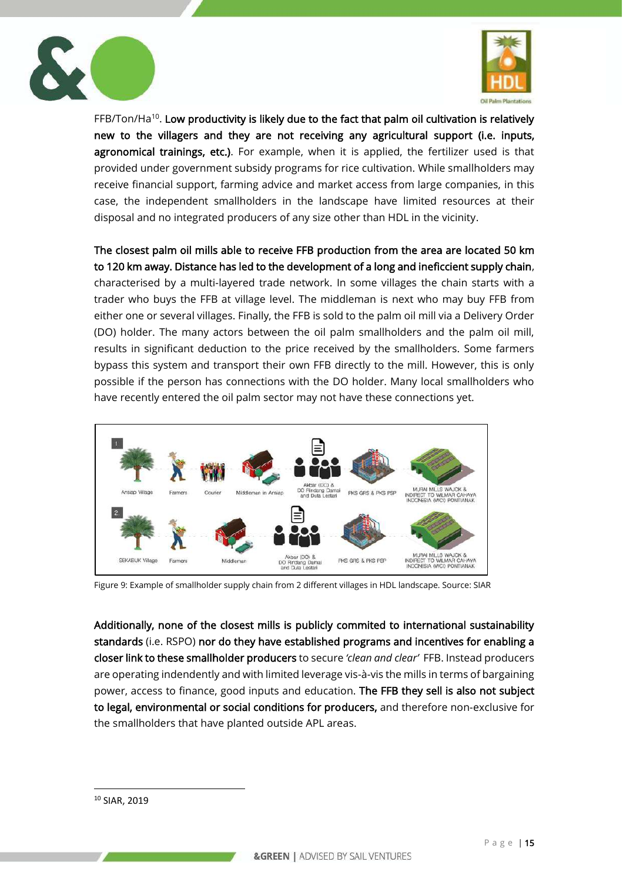FFB/Ton/Ha[10]. **Low productivity is likely due to the fact that palm oil cultivation is relatively new to the villagers and they are not receiving any agricultural support (i.e. inputs, agronomical trainings, etc.)**. For example, when it is applied, the fertilizer used is that provided under government subsidy programs for rice cultivation. While smallholders may receive financial support, farming advice and market access from large companies, in this case, the independent smallholders in the landscape have limited resources at their disposal and no integrated producers of any size other than HDL in the vicinity.

**The closest palm oil mills able to receive FFB production from the area are located 50 km to 120 km away. Distance has led to the development of a long and ineficcient supply chain**, characterised by a multi-layered trade network. In some villages the chain starts with a trader who buys the FFB at village level. The middleman is next who may buy FFB from either one or several villages. Finally, the FFB is sold to the palm oil mill via a Delivery Order (DO) holder. The many actors between the oil palm smallholders and the palm oil mill, results in significant deduction to the price received by the smallholders. Some farmers bypass this system and transport their own FFB directly to the mill. However, this is only possible if the person has connections with the DO holder. Many local smallholders who have recently entered the oil palm sector may not have these connections yet.

1.
Ansiap Village
Farmers
Courier
Middleman in Ansiap
Akbar (DO) & DO Rindang Damai and Duta Lestari
PKS GRS & PKS PSP
MURAI MILLS WAJOK & INDIRECT TO WILMAR CAHAYA INDONESIA (WCI) PONTIANAK

2.
SEKABUK Village
Farmers
Middleman
Akbar (DO) & DO Rindang Damai and Duta Lestari
PKS GRS & PKS PSP
MURAI MILLS WAJOK & INDIRECT TO WILMAR CAHAYA INDONESIA (WCI) PONTIANAK

Figure 9: Example of smallholder supply chain from 2 different villages in HDL landscape. Source: SIAR

**Additionally, none of the closest mills is publicly commited to international sustainability standards** (i.e. RSPO) **nor do they have established programs and incentives for enabling a closer link to these smallholder producers** to secure *'clean and clear'* FFB. Instead producers are operating indendently and with limited leverage vis-à-vis the mills in terms of bargaining power, access to finance, good inputs and education. **The FFB they sell is also not subject to legal, environmental or social conditions for producers,** and therefore non-exclusive for the smallholders that have planted outside APL areas.

[10] SIAR, 2019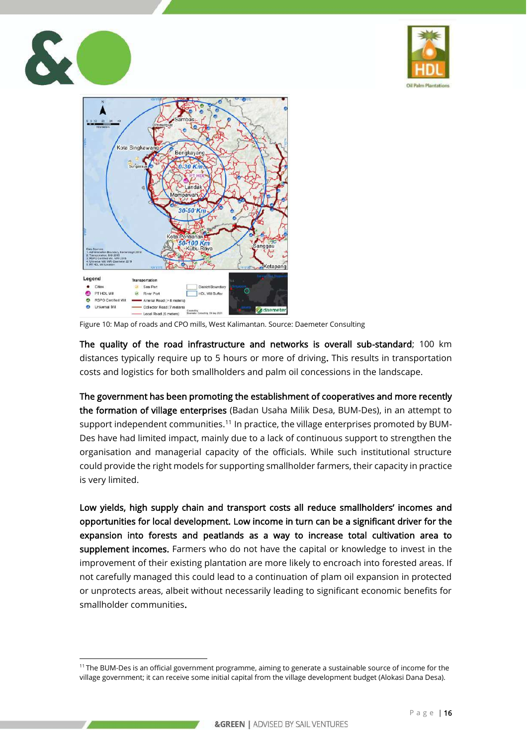Figure 10: Map of roads and CPO mills, West Kalimantan. Source: Daemeter Consulting

**The quality of the road infrastructure and networks is overall sub-standard**; 100 km distances typically require up to 5 hours or more of driving. This results in transportation costs and logistics for both smallholders and palm oil concessions in the landscape.

**The government has been promoting the establishment of cooperatives and more recently the formation of village enterprises** (Badan Usaha Milik Desa, BUM-Des), in an attempt to support independent communities.[11] In practice, the village enterprises promoted by BUM-Des have had limited impact, mainly due to a lack of continuous support to strengthen the organisation and managerial capacity of the officials. While such institutional structure could provide the right models for supporting smallholder farmers, their capacity in practice is very limited.

**Low yields, high supply chain and transport costs all reduce smallholders' incomes and opportunities for local development. Low income in turn can be a significant driver for the expansion into forests and peatlands as a way to increase total cultivation area to supplement incomes.** Farmers who do not have the capital or knowledge to invest in the improvement of their existing plantation are more likely to encroach into forested areas. If not carefully managed this could lead to a continuation of plam oil expansion in protected or unprotects areas, albeit without necessarily leading to significant economic benefits for smallholder communities.

[11] The BUM-Des is an official government programme, aiming to generate a sustainable source of income for the village government; it can receive some initial capital from the village development budget (Alokasi Dana Desa).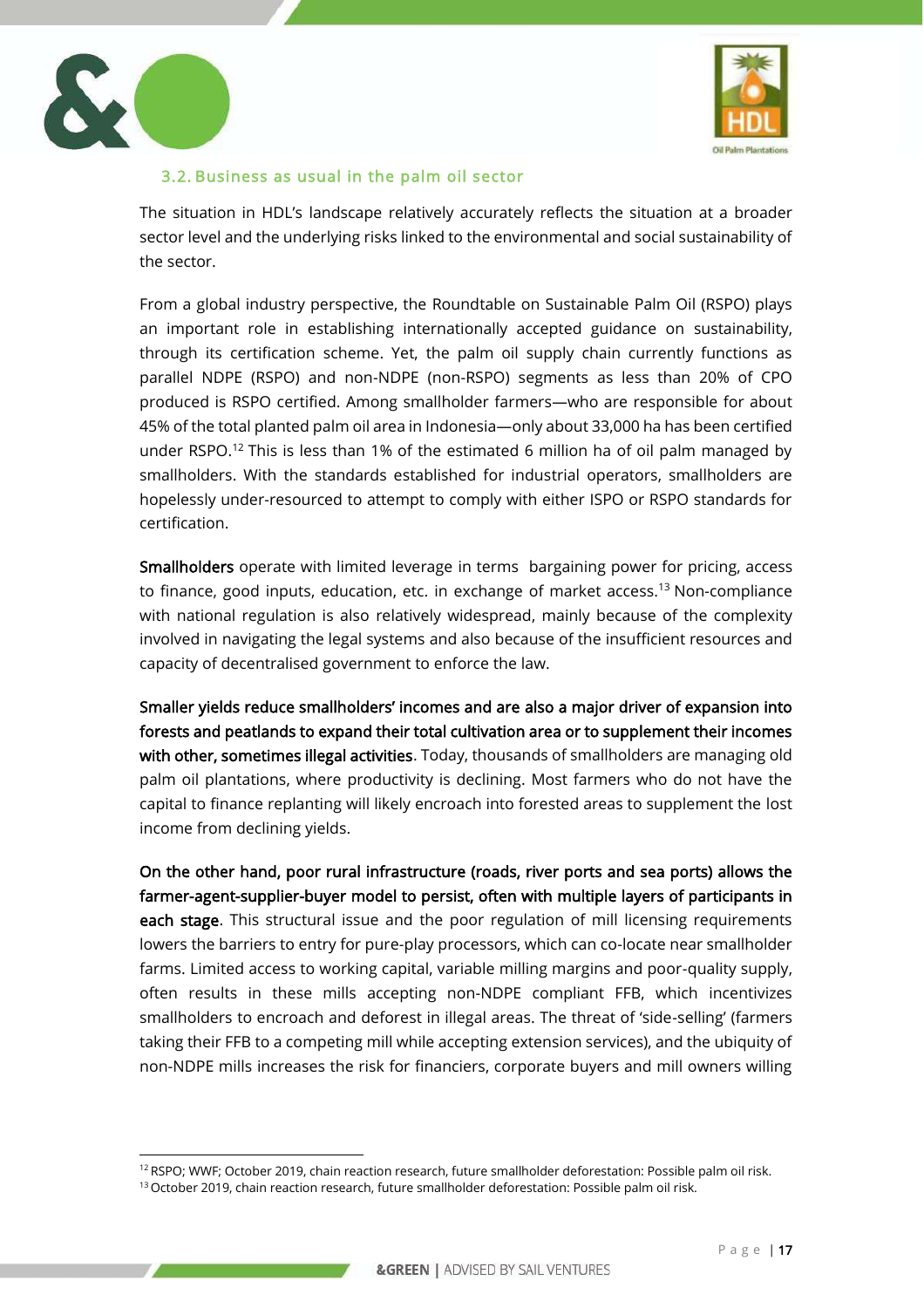### 3.2. Business as usual in the palm oil sector

The situation in HDL's landscape relatively accurately reflects the situation at a broader sector level and the underlying risks linked to the environmental and social sustainability of the sector.

From a global industry perspective, the Roundtable on Sustainable Palm Oil (RSPO) plays an important role in establishing internationally accepted guidance on sustainability, through its certification scheme. Yet, the palm oil supply chain currently functions as parallel NDPE (RSPO) and non-NDPE (non-RSPO) segments as less than 20% of CPO produced is RSPO certified. Among smallholder farmers—who are responsible for about 45% of the total planted palm oil area in Indonesia—only about 33,000 ha has been certified under RSPO.[12] This is less than 1% of the estimated 6 million ha of oil palm managed by smallholders. With the standards established for industrial operators, smallholders are hopelessly under-resourced to attempt to comply with either ISPO or RSPO standards for certification.

**Smallholders** operate with limited leverage in terms bargaining power for pricing, access to finance, good inputs, education, etc. in exchange of market access.[13] Non-compliance with national regulation is also relatively widespread, mainly because of the complexity involved in navigating the legal systems and also because of the insufficient resources and capacity of decentralised government to enforce the law.

**Smaller yields reduce smallholders' incomes and are also a major driver of expansion into forests and peatlands to expand their total cultivation area or to supplement their incomes with other, sometimes illegal activities**. Today, thousands of smallholders are managing old palm oil plantations, where productivity is declining. Most farmers who do not have the capital to finance replanting will likely encroach into forested areas to supplement the lost income from declining yields.

**On the other hand, poor rural infrastructure (roads, river ports and sea ports) allows the farmer-agent-supplier-buyer model to persist, often with multiple layers of participants in each stage**. This structural issue and the poor regulation of mill licensing requirements lowers the barriers to entry for pure-play processors, which can co-locate near smallholder farms. Limited access to working capital, variable milling margins and poor-quality supply, often results in these mills accepting non-NDPE compliant FFB, which incentivizes smallholders to encroach and deforest in illegal areas. The threat of 'side-selling' (farmers taking their FFB to a competing mill while accepting extension services), and the ubiquity of non-NDPE mills increases the risk for financiers, corporate buyers and mill owners willing

---

[12] RSPO; WWF; October 2019, chain reaction research, future smallholder deforestation: Possible palm oil risk.

[13] October 2019, chain reaction research, future smallholder deforestation: Possible palm oil risk.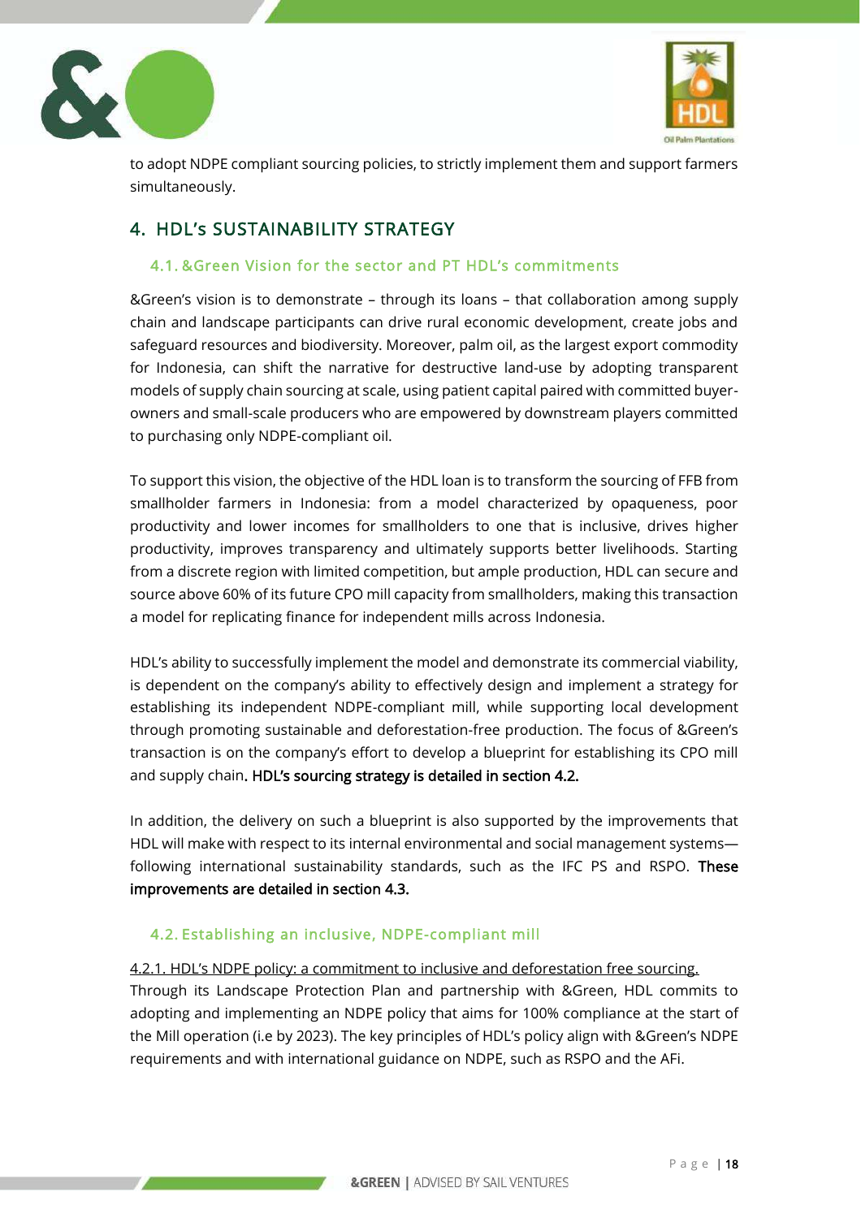to adopt NDPE compliant sourcing policies, to strictly implement them and support farmers simultaneously.

## 4. HDL's SUSTAINABILITY STRATEGY

### 4.1. &Green Vision for the sector and PT HDL's commitments

&Green's vision is to demonstrate – through its loans – that collaboration among supply chain and landscape participants can drive rural economic development, create jobs and safeguard resources and biodiversity. Moreover, palm oil, as the largest export commodity for Indonesia, can shift the narrative for destructive land-use by adopting transparent models of supply chain sourcing at scale, using patient capital paired with committed buyer-owners and small-scale producers who are empowered by downstream players committed to purchasing only NDPE-compliant oil.

To support this vision, the objective of the HDL loan is to transform the sourcing of FFB from smallholder farmers in Indonesia: from a model characterized by opaqueness, poor productivity and lower incomes for smallholders to one that is inclusive, drives higher productivity, improves transparency and ultimately supports better livelihoods. Starting from a discrete region with limited competition, but ample production, HDL can secure and source above 60% of its future CPO mill capacity from smallholders, making this transaction a model for replicating finance for independent mills across Indonesia.

HDL's ability to successfully implement the model and demonstrate its commercial viability, is dependent on the company's ability to effectively design and implement a strategy for establishing its independent NDPE-compliant mill, while supporting local development through promoting sustainable and deforestation-free production. The focus of &Green's transaction is on the company's effort to develop a blueprint for establishing its CPO mill and supply chain. **HDL's sourcing strategy is detailed in section 4.2.**

In addition, the delivery on such a blueprint is also supported by the improvements that HDL will make with respect to its internal environmental and social management systems—following international sustainability standards, such as the IFC PS and RSPO. **These improvements are detailed in section 4.3.**

### 4.2. Establishing an inclusive, NDPE-compliant mill

4.2.1. HDL's NDPE policy: a commitment to inclusive and deforestation free sourcing.

Through its Landscape Protection Plan and partnership with &Green, HDL commits to adopting and implementing an NDPE policy that aims for 100% compliance at the start of the Mill operation (i.e by 2023). The key principles of HDL's policy align with &Green's NDPE requirements and with international guidance on NDPE, such as RSPO and the AFi.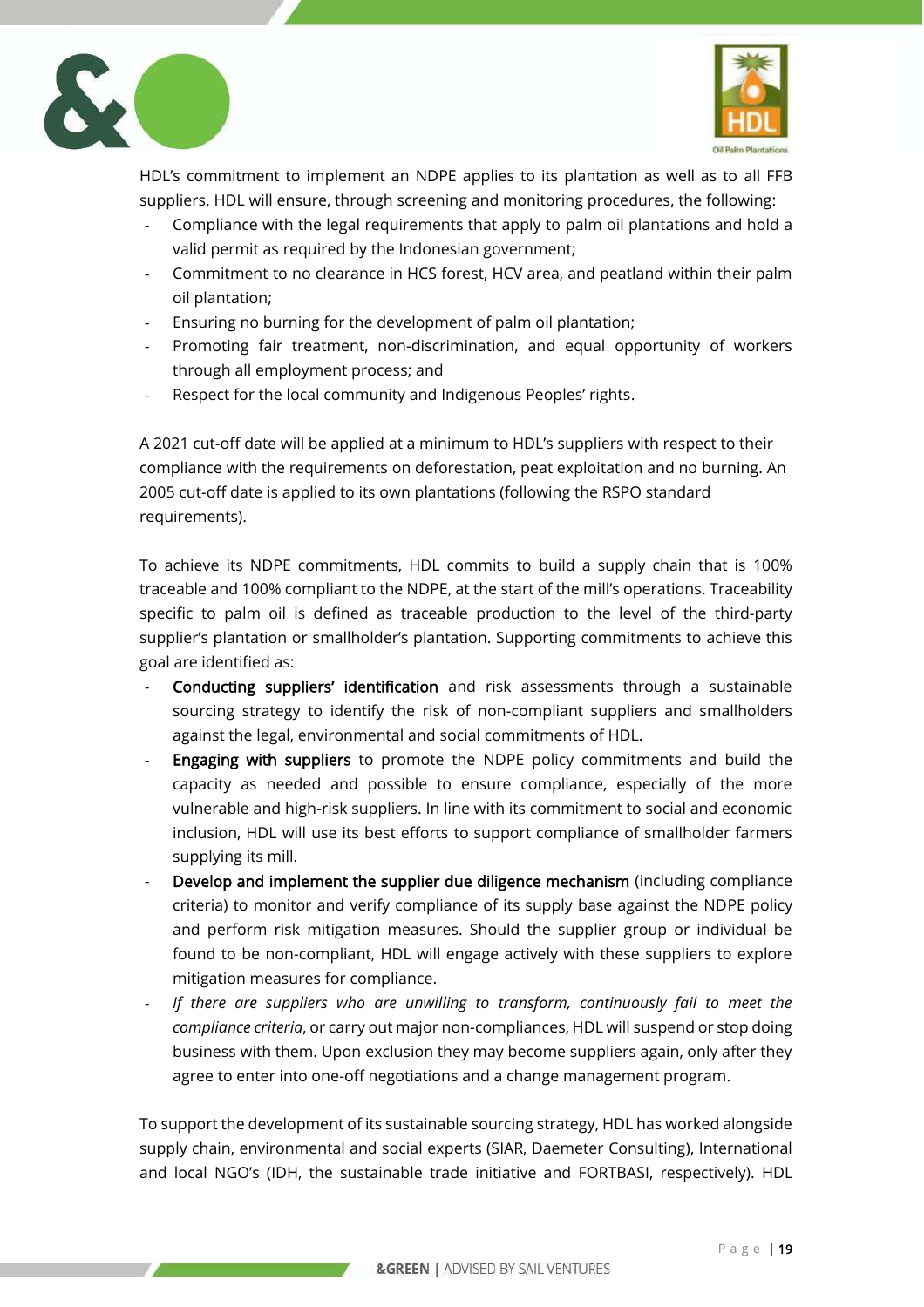HDL's commitment to implement an NDPE applies to its plantation as well as to all FFB suppliers. HDL will ensure, through screening and monitoring procedures, the following:

- Compliance with the legal requirements that apply to palm oil plantations and hold a valid permit as required by the Indonesian government;
- Commitment to no clearance in HCS forest, HCV area, and peatland within their palm oil plantation;
- Ensuring no burning for the development of palm oil plantation;
- Promoting fair treatment, non-discrimination, and equal opportunity of workers through all employment process; and
- Respect for the local community and Indigenous Peoples' rights.

A 2021 cut-off date will be applied at a minimum to HDL's suppliers with respect to their compliance with the requirements on deforestation, peat exploitation and no burning. An 2005 cut-off date is applied to its own plantations (following the RSPO standard requirements).

To achieve its NDPE commitments, HDL commits to build a supply chain that is 100% traceable and 100% compliant to the NDPE, at the start of the mill's operations. Traceability specific to palm oil is defined as traceable production to the level of the third-party supplier's plantation or smallholder's plantation. Supporting commitments to achieve this goal are identified as:

- **Conducting suppliers' identification** and risk assessments through a sustainable sourcing strategy to identify the risk of non-compliant suppliers and smallholders against the legal, environmental and social commitments of HDL.
- **Engaging with suppliers** to promote the NDPE policy commitments and build the capacity as needed and possible to ensure compliance, especially of the more vulnerable and high-risk suppliers. In line with its commitment to social and economic inclusion, HDL will use its best efforts to support compliance of smallholder farmers supplying its mill.
- **Develop and implement the supplier due diligence mechanism** (including compliance criteria) to monitor and verify compliance of its supply base against the NDPE policy and perform risk mitigation measures. Should the supplier group or individual be found to be non-compliant, HDL will engage actively with these suppliers to explore mitigation measures for compliance.
- *If there are suppliers who are unwilling to transform, continuously fail to meet the compliance criteria*, or carry out major non-compliances, HDL will suspend or stop doing business with them. Upon exclusion they may become suppliers again, only after they agree to enter into one-off negotiations and a change management program.

To support the development of its sustainable sourcing strategy, HDL has worked alongside supply chain, environmental and social experts (SIAR, Daemeter Consulting), International and local NGO's (IDH, the sustainable trade initiative and FORTBASI, respectively). HDL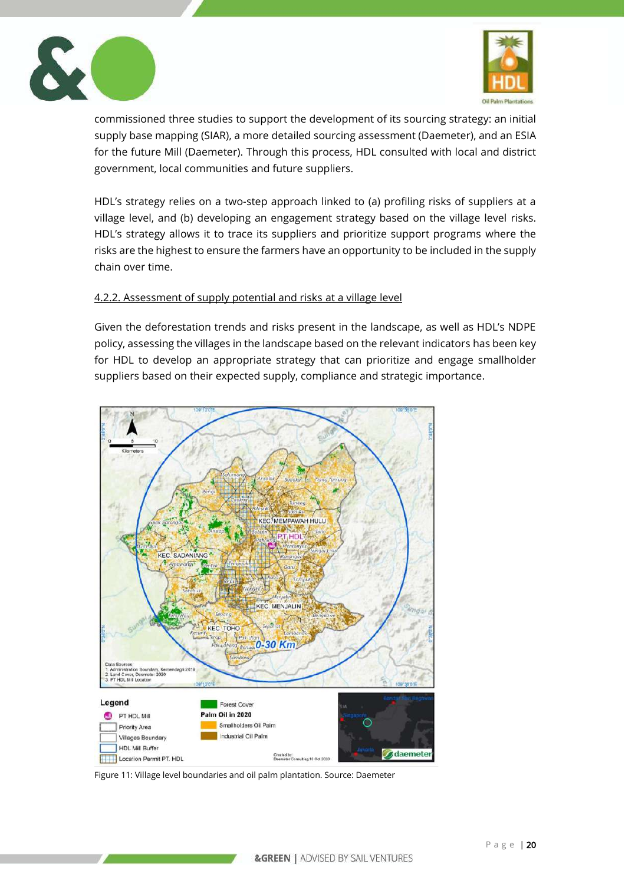commissioned three studies to support the development of its sourcing strategy: an initial supply base mapping (SIAR), a more detailed sourcing assessment (Daemeter), and an ESIA for the future Mill (Daemeter). Through this process, HDL consulted with local and district government, local communities and future suppliers.

HDL's strategy relies on a two-step approach linked to (a) profiling risks of suppliers at a village level, and (b) developing an engagement strategy based on the village level risks. HDL's strategy allows it to trace its suppliers and prioritize support programs where the risks are the highest to ensure the farmers have an opportunity to be included in the supply chain over time.

### 4.2.2. Assessment of supply potential and risks at a village level

Given the deforestation trends and risks present in the landscape, as well as HDL's NDPE policy, assessing the villages in the landscape based on the relevant indicators has been key for HDL to develop an appropriate strategy that can prioritize and engage smallholder suppliers based on their expected supply, compliance and strategic importance.

Figure 11: Village level boundaries and oil palm plantation. Source: Daemeter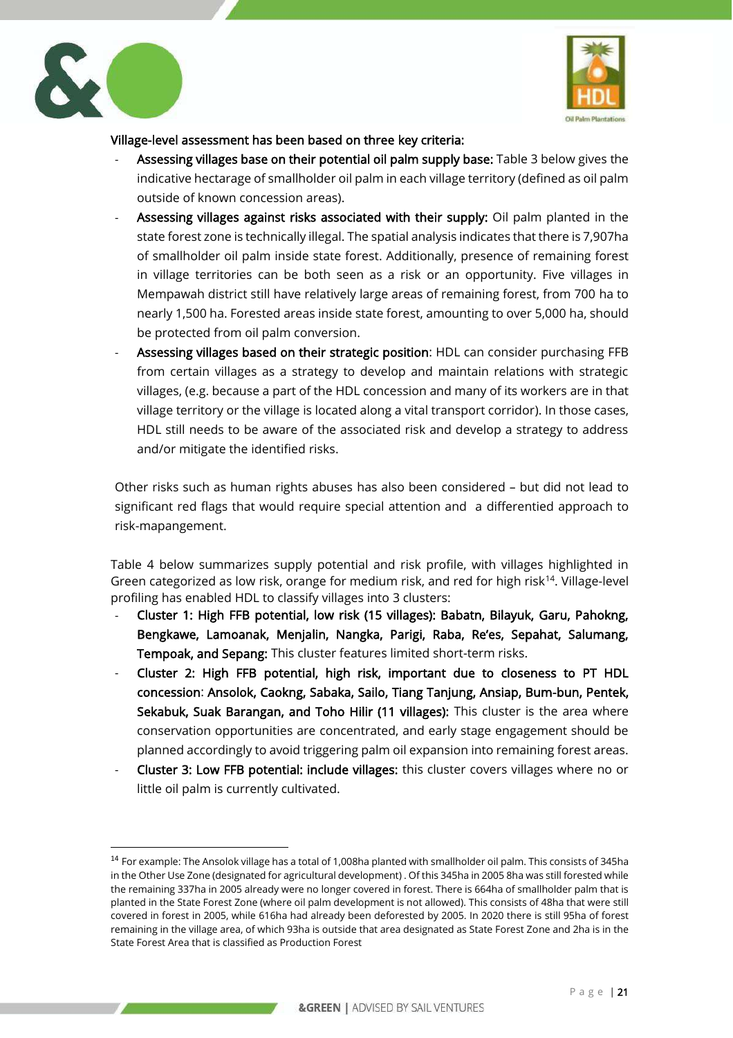**Village-level assessment has been based on three key criteria:**

- **Assessing villages base on their potential oil palm supply base:** Table 3 below gives the indicative hectarage of smallholder oil palm in each village territory (defined as oil palm outside of known concession areas).
- **Assessing villages against risks associated with their supply:** Oil palm planted in the state forest zone is technically illegal. The spatial analysis indicates that there is 7,907ha of smallholder oil palm inside state forest. Additionally, presence of remaining forest in village territories can be both seen as a risk or an opportunity. Five villages in Mempawah district still have relatively large areas of remaining forest, from 700 ha to nearly 1,500 ha. Forested areas inside state forest, amounting to over 5,000 ha, should be protected from oil palm conversion.
- **Assessing villages based on their strategic position**: HDL can consider purchasing FFB from certain villages as a strategy to develop and maintain relations with strategic villages, (e.g. because a part of the HDL concession and many of its workers are in that village territory or the village is located along a vital transport corridor). In those cases, HDL still needs to be aware of the associated risk and develop a strategy to address and/or mitigate the identified risks.

Other risks such as human rights abuses has also been considered – but did not lead to significant red flags that would require special attention and a differentied approach to risk-mapangement.

Table 4 below summarizes supply potential and risk profile, with villages highlighted in Green categorized as low risk, orange for medium risk, and red for high risk[14]. Village-level profiling has enabled HDL to classify villages into 3 clusters:

- **Cluster 1: High FFB potential, low risk (15 villages): Babatn, Bilayuk, Garu, Pahokng, Bengkawe, Lamoanak, Menjalin, Nangka, Parigi, Raba, Re'es, Sepahat, Salumang, Tempoak, and Sepang:** This cluster features limited short-term risks.
- **Cluster 2: High FFB potential, high risk, important due to closeness to PT HDL concession**: **Ansolok, Caokng, Sabaka, Sailo, Tiang Tanjung, Ansiap, Bum-bun, Pentek, Sekabuk, Suak Barangan, and Toho Hilir (11 villages):** This cluster is the area where conservation opportunities are concentrated, and early stage engagement should be planned accordingly to avoid triggering palm oil expansion into remaining forest areas.
- **Cluster 3: Low FFB potential: include villages:** this cluster covers villages where no or little oil palm is currently cultivated.

[14] For example: The Ansolok village has a total of 1,008ha planted with smallholder oil palm. This consists of 345ha in the Other Use Zone (designated for agricultural development) . Of this 345ha in 2005 8ha was still forested while the remaining 337ha in 2005 already were no longer covered in forest. There is 664ha of smallholder palm that is planted in the State Forest Zone (where oil palm development is not allowed). This consists of 48ha that were still covered in forest in 2005, while 616ha had already been deforested by 2005. In 2020 there is still 95ha of forest remaining in the village area, of which 93ha is outside that area designated as State Forest Zone and 2ha is in the State Forest Area that is classified as Production Forest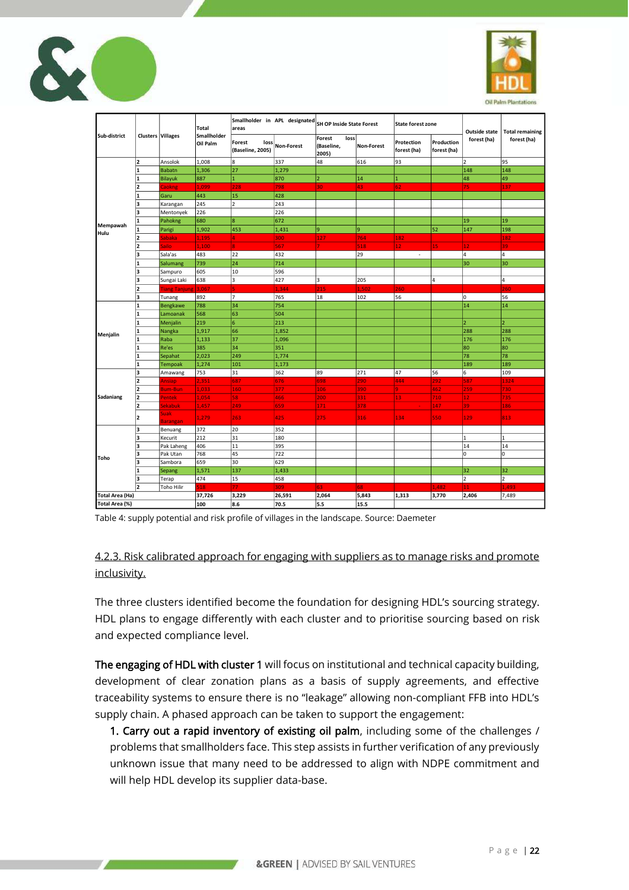| Sub-district | Clusters | Villages | Total Smallholder Oil Palm | Smallholder in APL designated areas | | SH OP Inside State Forest | | State forest zone | | Outside state forest (ha) | Total remaining forest (ha) |
|---|---|---|---|---|---|---|---|---|---|---|---|
| | | | | Forest loss (Baseline, 2005) | Non-Forest | Forest loss (Baseline, 2005) | Non-Forest | Protection forest (ha) | Production forest (ha) | | |
| Mempawah Hulu | 2 | Ansolok | 1,008 | 8 | 337 | 48 | 616 | 93 | | 2 | 95 |
| | 1 | Babatn | 1,306 | 27 | 1,279 | | | | | 148 | 148 |
| | 1 | Bilayuk | 887 | 1 | 870 | 2 | 14 | 1 | | 48 | 49 |
| | 2 | Caokng | 1,099 | 228 | 738 | 30 | 43 | 62 | | 75 | 137 |
| | 1 | Garu | 443 | 15 | 428 | | | | | | |
| | 3 | Karangan | 245 | 2 | 243 | | | | | | |
| | 3 | Mentonyek | 226 | | 226 | | | | | | |
| | 1 | Pahokng | 680 | 8 | 672 | | | | | 19 | 19 |
| | 1 | Parigi | 1,902 | 453 | 1,431 | 9 | 9 | | 52 | 147 | 198 |
| | 2 | Sabaka | 1,195 | 4 | 300 | 127 | 764 | 182 | | | 182 |
| | 2 | Sailo | 1,100 | 8 | 567 | 7 | 518 | 12 | 15 | 12 | 39 |
| | 3 | Sala'as | 483 | 22 | 432 | | 29 | - | | 4 | 4 |
| | 1 | Salumang | 739 | 24 | 714 | | | | | 30 | 30 |
| | 3 | Sampuro | 605 | 10 | 596 | | | | | | |
| | 3 | Sungai Laki | 638 | 3 | 427 | 3 | 205 | | 4 | | 4 |
| | 2 | Tiang Tanjung | 3,067 | 5 | 1,344 | 215 | 1,502 | 260 | | | 260 |
| | 3 | Tunang | 892 | 7 | 765 | 18 | 102 | 56 | | 0 | 56 |
| Menjalin | 1 | Bengkawe | 788 | 34 | 754 | | | | | 14 | 14 |
| | 1 | Lamoanak | 568 | 63 | 504 | | | | | | |
| | 1 | Menjalin | 219 | 6 | 213 | | | | | 2 | 2 |
| | 1 | Nangka | 1,917 | 66 | 1,852 | | | | | 288 | 288 |
| | 1 | Raba | 1,133 | 37 | 1,096 | | | | | 176 | 176 |
| | 1 | Re'es | 385 | 34 | 351 | | | | | 80 | 80 |
| | 1 | Sepahat | 2,023 | 249 | 1,774 | | | | | 78 | 78 |
| | 1 | Tempoak | 1,274 | 101 | 1,173 | | | | | 189 | 189 |
| Sadaniang | 3 | Amawang | 753 | 31 | 362 | 89 | 271 | 47 | 56 | 6 | 109 |
| | 2 | Ansiap | 2,351 | 687 | 676 | 698 | 290 | 444 | 292 | 587 | 1324 |
| | 2 | Bum-Bun | 1,033 | 160 | 377 | 106 | 390 | 9 | 462 | 259 | 730 |
| | 2 | Pentek | 1,054 | 58 | 456 | 200 | 331 | 13 | 710 | 12 | 735 |
| | 2 | Sekabuk | 1,457 | 249 | 659 | 171 | 378 | - | 147 | 39 | 186 |
| | 2 | Suak Barangan | 1,279 | 263 | 425 | 275 | 316 | 134 | 550 | 129 | 813 |
| Toho | 3 | Benuang | 372 | 20 | 352 | | | | | | |
| | 3 | Kecurit | 212 | 31 | 180 | | | | | 1 | 1 |
| | 3 | Pak Laheng | 406 | 11 | 395 | | | | | 14 | 14 |
| | 3 | Pak Utan | 768 | 45 | 722 | | | | | 0 | 0 |
| | 3 | Sambora | 659 | 30 | 629 | | | | | | |
| | 1 | Sepang | 1,571 | 137 | 1,433 | | | | | 32 | 32 |
| | 3 | Terap | 474 | 15 | 458 | | | | | 2 | 2 |
| | 2 | Toho Hilir | 518 | 77 | 309 | 63 | 68 | | 1,482 | 11 | 1,493 |
| Total Area (Ha) | | | 37,726 | 3,229 | 26,591 | 2,064 | 5,843 | 1,313 | 3,770 | 2,406 | 7,489 |
| Total Area (%) | | | 100 | 8.6 | 70.5 | 5.5 | 15.5 | | | | |

Table 4: supply potential and risk profile of villages in the landscape. Source: Daemeter

### 4.2.3. Risk calibrated approach for engaging with suppliers as to manage risks and promote inclusivity.

The three clusters identified become the foundation for designing HDL's sourcing strategy. HDL plans to engage differently with each cluster and to prioritise sourcing based on risk and expected compliance level.

**The engaging of HDL with cluster 1** will focus on institutional and technical capacity building, development of clear zonation plans as a basis of supply agreements, and effective traceability systems to ensure there is no "leakage" allowing non-compliant FFB into HDL's supply chain. A phased approach can be taken to support the engagement:

1. **Carry out a rapid inventory of existing oil palm**, including some of the challenges / problems that smallholders face. This step assists in further verification of any previously unknown issue that many need to be addressed to align with NDPE commitment and will help HDL develop its supplier data-base.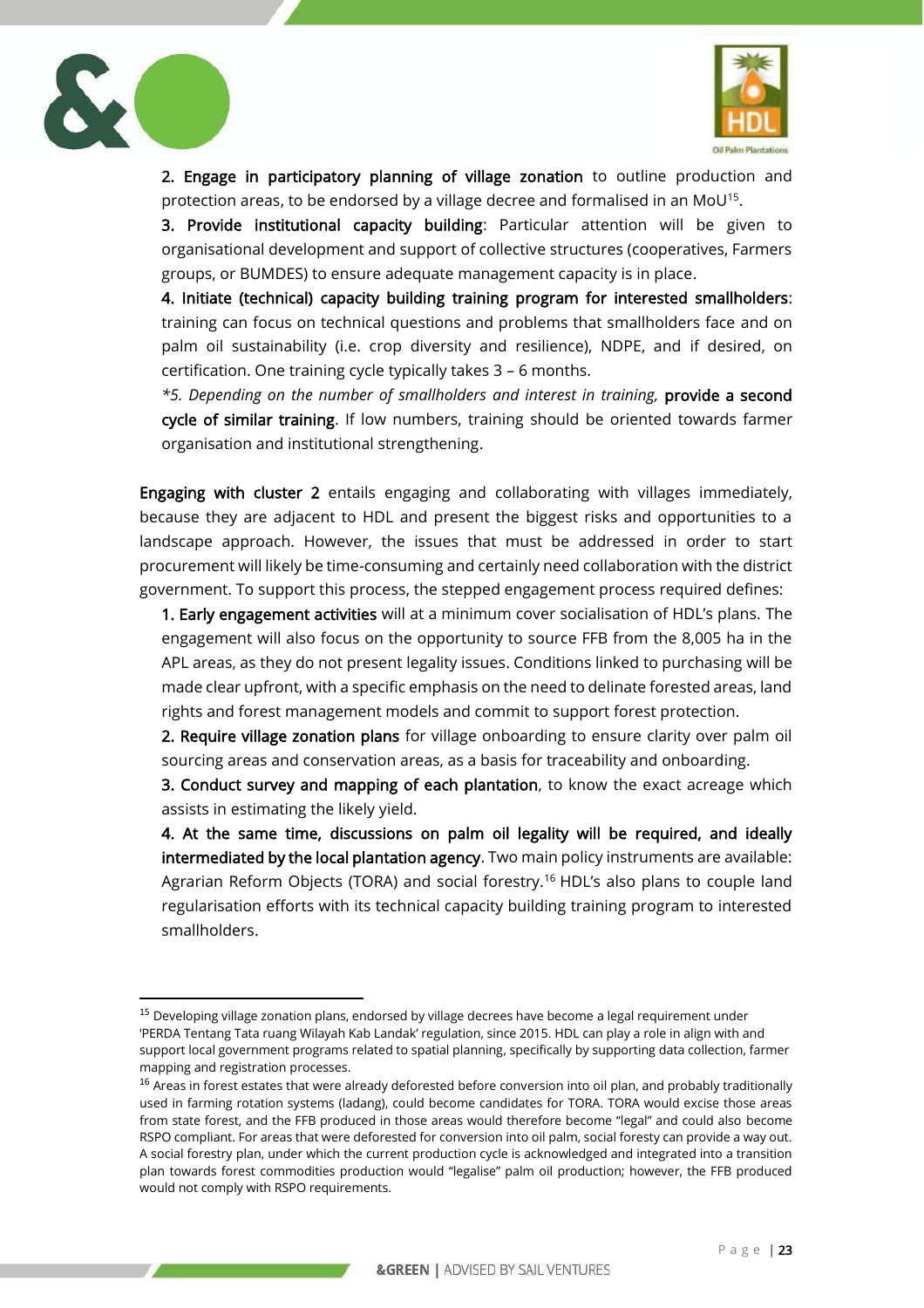2. **Engage in participatory planning of village zonation** to outline production and protection areas, to be endorsed by a village decree and formalised in an MoU[15].

3. **Provide institutional capacity building**: Particular attention will be given to organisational development and support of collective structures (cooperatives, Farmers groups, or BUMDES) to ensure adequate management capacity is in place.

4. **Initiate (technical) capacity building training program for interested smallholders**: training can focus on technical questions and problems that smallholders face and on palm oil sustainability (i.e. crop diversity and resilience), NDPE, and if desired, on certification. One training cycle typically takes 3 – 6 months.

*\*5. Depending on the number of smallholders and interest in training,* **provide a second cycle of similar training**. If low numbers, training should be oriented towards farmer organisation and institutional strengthening.

**Engaging with cluster 2** entails engaging and collaborating with villages immediately, because they are adjacent to HDL and present the biggest risks and opportunities to a landscape approach. However, the issues that must be addressed in order to start procurement will likely be time-consuming and certainly need collaboration with the district government. To support this process, the stepped engagement process required defines:

1. **Early engagement activities** will at a minimum cover socialisation of HDL's plans. The engagement will also focus on the opportunity to source FFB from the 8,005 ha in the APL areas, as they do not present legality issues. Conditions linked to purchasing will be made clear upfront, with a specific emphasis on the need to delinate forested areas, land rights and forest management models and commit to support forest protection.

2. **Require village zonation plans** for village onboarding to ensure clarity over palm oil sourcing areas and conservation areas, as a basis for traceability and onboarding.

3. **Conduct survey and mapping of each plantation**, to know the exact acreage which assists in estimating the likely yield.

4. **At the same time, discussions on palm oil legality will be required, and ideally intermediated by the local plantation agency**. Two main policy instruments are available: Agrarian Reform Objects (TORA) and social forestry.[16] HDL's also plans to couple land regularisation efforts with its technical capacity building training program to interested smallholders.

---

[15] Developing village zonation plans, endorsed by village decrees have become a legal requirement under 'PERDA Tentang Tata ruang Wilayah Kab Landak' regulation, since 2015. HDL can play a role in align with and support local government programs related to spatial planning, specifically by supporting data collection, farmer mapping and registration processes.

[16] Areas in forest estates that were already deforested before conversion into oil plan, and probably traditionally used in farming rotation systems (ladang), could become candidates for TORA. TORA would excise those areas from state forest, and the FFB produced in those areas would therefore become "legal" and could also become RSPO compliant. For areas that were deforested for conversion into oil palm, social foresty can provide a way out. A social forestry plan, under which the current production cycle is acknowledged and integrated into a transition plan towards forest commodities production would "legalise" palm oil production; however, the FFB produced would not comply with RSPO requirements.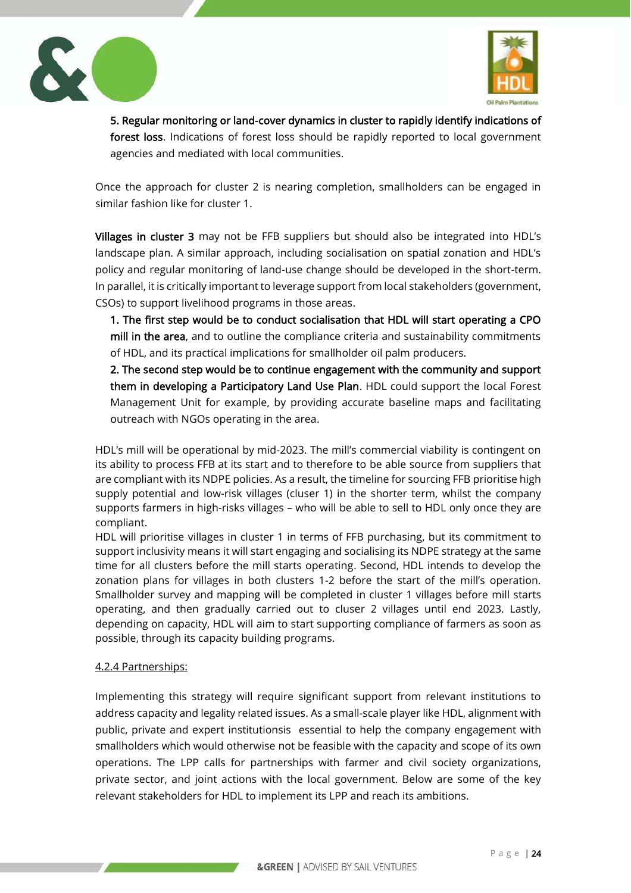5. **Regular monitoring or land-cover dynamics in cluster to rapidly identify indications of forest loss**. Indications of forest loss should be rapidly reported to local government agencies and mediated with local communities.

Once the approach for cluster 2 is nearing completion, smallholders can be engaged in similar fashion like for cluster 1.

**Villages in cluster 3** may not be FFB suppliers but should also be integrated into HDL's landscape plan. A similar approach, including socialisation on spatial zonation and HDL's policy and regular monitoring of land-use change should be developed in the short-term. In parallel, it is critically important to leverage support from local stakeholders (government, CSOs) to support livelihood programs in those areas.

1. **The first step would be to conduct socialisation that HDL will start operating a CPO mill in the area**, and to outline the compliance criteria and sustainability commitments of HDL, and its practical implications for smallholder oil palm producers.
2. **The second step would be to continue engagement with the community and support them in developing a Participatory Land Use Plan**. HDL could support the local Forest Management Unit for example, by providing accurate baseline maps and facilitating outreach with NGOs operating in the area.

HDL's mill will be operational by mid-2023. The mill's commercial viability is contingent on its ability to process FFB at its start and to therefore to be able source from suppliers that are compliant with its NDPE policies. As a result, the timeline for sourcing FFB prioritise high supply potential and low-risk villages (cluser 1) in the shorter term, whilst the company supports farmers in high-risks villages – who will be able to sell to HDL only once they are compliant.
HDL will prioritise villages in cluster 1 in terms of FFB purchasing, but its commitment to support inclusivity means it will start engaging and socialising its NDPE strategy at the same time for all clusters before the mill starts operating. Second, HDL intends to develop the zonation plans for villages in both clusters 1-2 before the start of the mill's operation. Smallholder survey and mapping will be completed in cluster 1 villages before mill starts operating, and then gradually carried out to cluser 2 villages until end 2023. Lastly, depending on capacity, HDL will aim to start supporting compliance of farmers as soon as possible, through its capacity building programs.

#### 4.2.4 Partnerships:

Implementing this strategy will require significant support from relevant institutions to address capacity and legality related issues. As a small-scale player like HDL, alignment with public, private and expert institutionsis essential to help the company engagement with smallholders which would otherwise not be feasible with the capacity and scope of its own operations. The LPP calls for partnerships with farmer and civil society organizations, private sector, and joint actions with the local government. Below are some of the key relevant stakeholders for HDL to implement its LPP and reach its ambitions.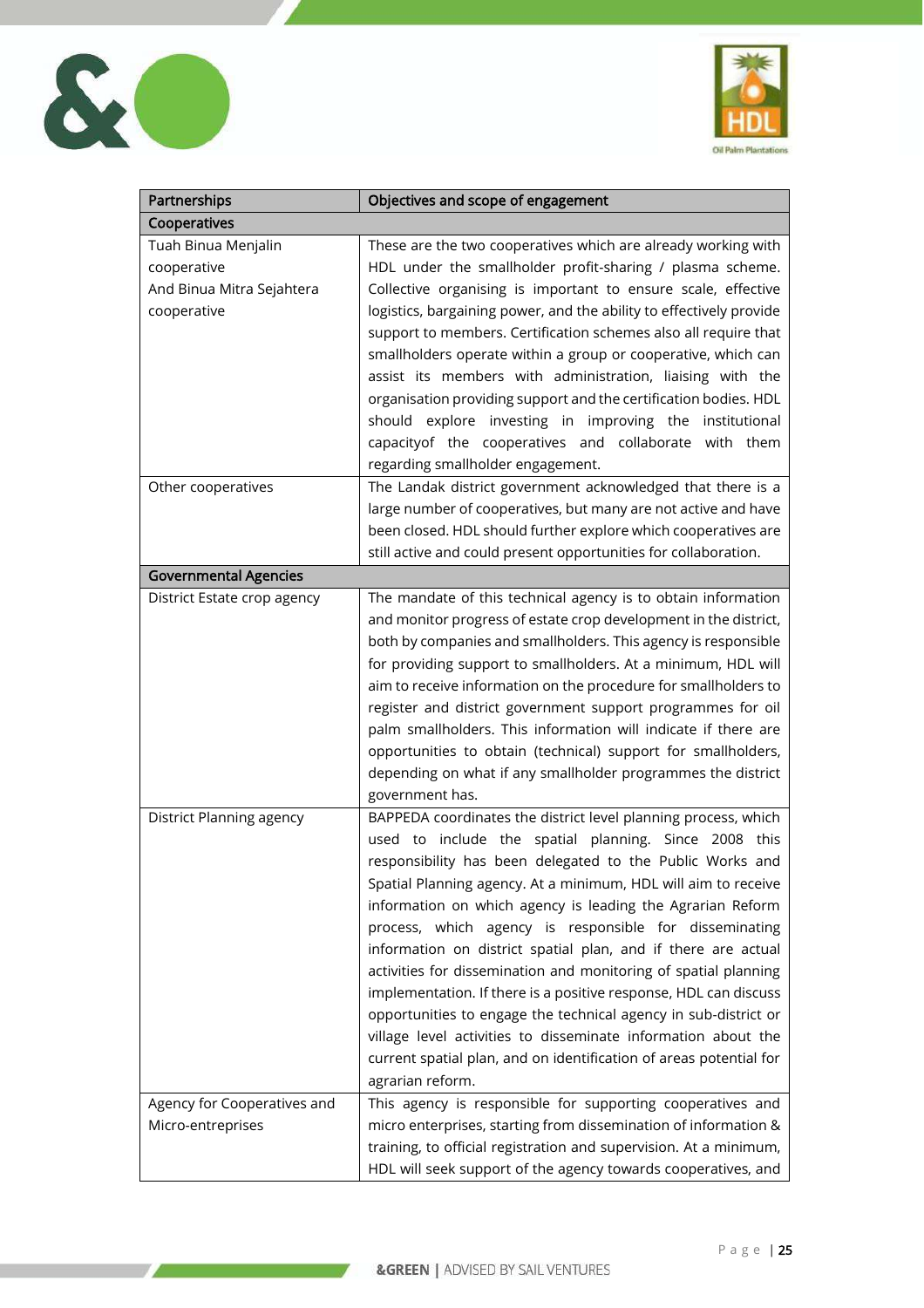| Partnerships | Objectives and scope of engagement |
|---|---|
| **Cooperatives** | |
| Tuah Binua Menjalin cooperative And Binua Mitra Sejahtera cooperative | These are the two cooperatives which are already working with HDL under the smallholder profit-sharing / plasma scheme. Collective organising is important to ensure scale, effective logistics, bargaining power, and the ability to effectively provide support to members. Certification schemes also all require that smallholders operate within a group or cooperative, which can assist its members with administration, liaising with the organisation providing support and the certification bodies. HDL should explore investing in improving the institutional capacityof the cooperatives and collaborate with them regarding smallholder engagement. |
| Other cooperatives | The Landak district government acknowledged that there is a large number of cooperatives, but many are not active and have been closed. HDL should further explore which cooperatives are still active and could present opportunities for collaboration. |
| **Governmental Agencies** | |
| District Estate crop agency | The mandate of this technical agency is to obtain information and monitor progress of estate crop development in the district, both by companies and smallholders. This agency is responsible for providing support to smallholders. At a minimum, HDL will aim to receive information on the procedure for smallholders to register and district government support programmes for oil palm smallholders. This information will indicate if there are opportunities to obtain (technical) support for smallholders, depending on what if any smallholder programmes the district government has. |
| District Planning agency | BAPPEDA coordinates the district level planning process, which used to include the spatial planning. Since 2008 this responsibility has been delegated to the Public Works and Spatial Planning agency. At a minimum, HDL will aim to receive information on which agency is leading the Agrarian Reform process, which agency is responsible for disseminating information on district spatial plan, and if there are actual activities for dissemination and monitoring of spatial planning implementation. If there is a positive response, HDL can discuss opportunities to engage the technical agency in sub-district or village level activities to disseminate information about the current spatial plan, and on identification of areas potential for agrarian reform. |
| Agency for Cooperatives and Micro-entreprises | This agency is responsible for supporting cooperatives and micro enterprises, starting from dissemination of information & training, to official registration and supervision. At a minimum, HDL will seek support of the agency towards cooperatives, and |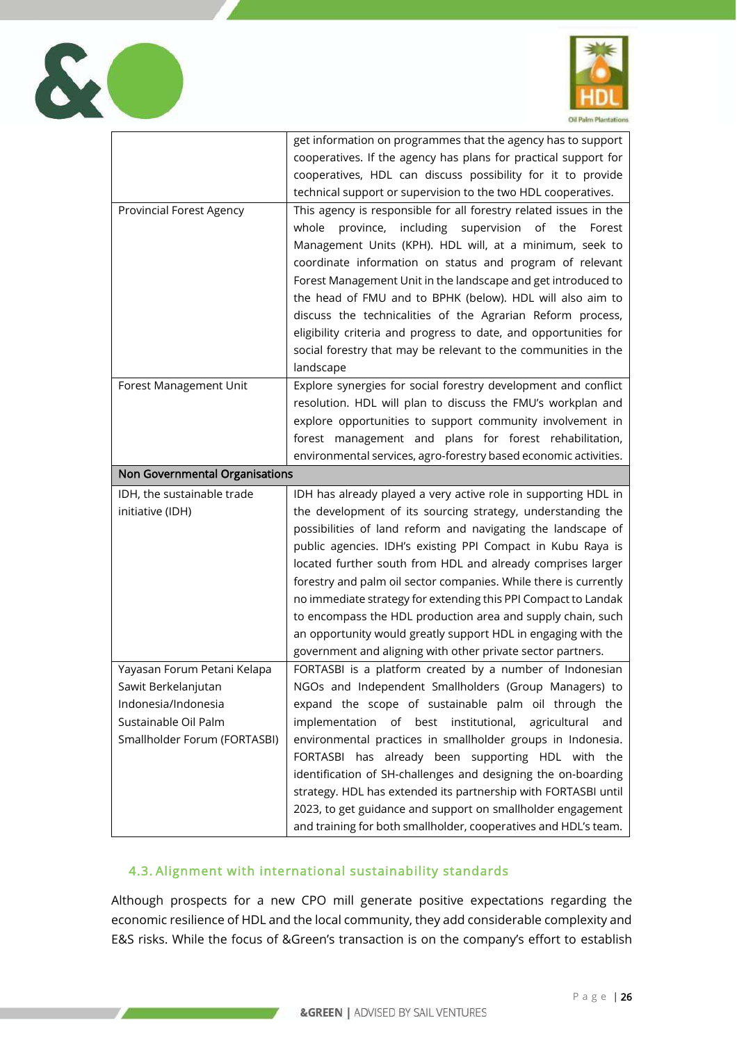| | |
|---|---|
| | get information on programmes that the agency has to support cooperatives. If the agency has plans for practical support for cooperatives, HDL can discuss possibility for it to provide technical support or supervision to the two HDL cooperatives. |
| Provincial Forest Agency | This agency is responsible for all forestry related issues in the whole province, including supervision of the Forest Management Units (KPH). HDL will, at a minimum, seek to coordinate information on status and program of relevant Forest Management Unit in the landscape and get introduced to the head of FMU and to BPHK (below). HDL will also aim to discuss the technicalities of the Agrarian Reform process, eligibility criteria and progress to date, and opportunities for social forestry that may be relevant to the communities in the landscape |
| Forest Management Unit | Explore synergies for social forestry development and conflict resolution. HDL will plan to discuss the FMU's workplan and explore opportunities to support community involvement in forest management and plans for forest rehabilitation, environmental services, agro-forestry based economic activities. |
| **Non Governmental Organisations** | |
| IDH, the sustainable trade initiative (IDH) | IDH has already played a very active role in supporting HDL in the development of its sourcing strategy, understanding the possibilities of land reform and navigating the landscape of public agencies. IDH's existing PPI Compact in Kubu Raya is located further south from HDL and already comprises larger forestry and palm oil sector companies. While there is currently no immediate strategy for extending this PPI Compact to Landak to encompass the HDL production area and supply chain, such an opportunity would greatly support HDL in engaging with the government and aligning with other private sector partners. |
| Yayasan Forum Petani Kelapa Sawit Berkelanjutan Indonesia/Indonesia Sustainable Oil Palm Smallholder Forum (FORTASBI) | FORTASBI is a platform created by a number of Indonesian NGOs and Independent Smallholders (Group Managers) to expand the scope of sustainable palm oil through the implementation of best institutional, agricultural and environmental practices in smallholder groups in Indonesia. FORTASBI has already been supporting HDL with the identification of SH-challenges and designing the on-boarding strategy. HDL has extended its partnership with FORTASBI until 2023, to get guidance and support on smallholder engagement and training for both smallholder, cooperatives and HDL's team. |

## 4.3. Alignment with international sustainability standards

Although prospects for a new CPO mill generate positive expectations regarding the economic resilience of HDL and the local community, they add considerable complexity and E&S risks. While the focus of &Green's transaction is on the company's effort to establish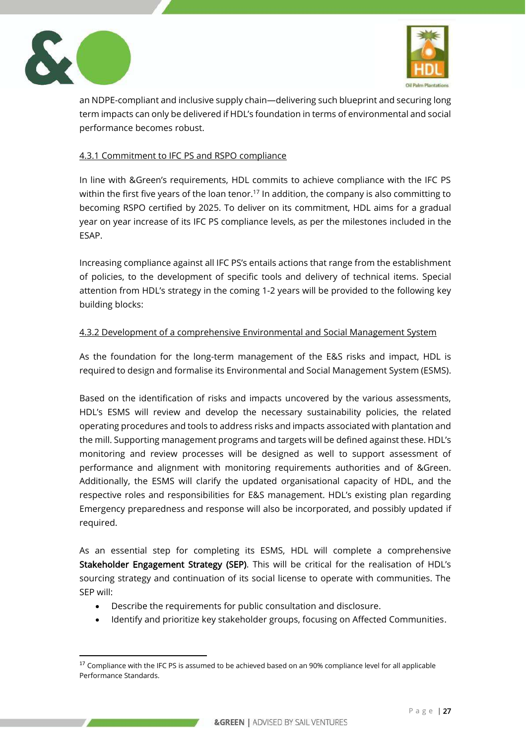an NDPE-compliant and inclusive supply chain—delivering such blueprint and securing long term impacts can only be delivered if HDL's foundation in terms of environmental and social performance becomes robust.

### 4.3.1 Commitment to IFC PS and RSPO compliance

In line with &Green's requirements, HDL commits to achieve compliance with the IFC PS within the first five years of the loan tenor.[17] In addition, the company is also committing to becoming RSPO certified by 2025. To deliver on its commitment, HDL aims for a gradual year on year increase of its IFC PS compliance levels, as per the milestones included in the ESAP.

Increasing compliance against all IFC PS's entails actions that range from the establishment of policies, to the development of specific tools and delivery of technical items. Special attention from HDL's strategy in the coming 1-2 years will be provided to the following key building blocks:

### 4.3.2 Development of a comprehensive Environmental and Social Management System

As the foundation for the long-term management of the E&S risks and impact, HDL is required to design and formalise its Environmental and Social Management System (ESMS).

Based on the identification of risks and impacts uncovered by the various assessments, HDL's ESMS will review and develop the necessary sustainability policies, the related operating procedures and tools to address risks and impacts associated with plantation and the mill. Supporting management programs and targets will be defined against these. HDL's monitoring and review processes will be designed as well to support assessment of performance and alignment with monitoring requirements authorities and of &Green. Additionally, the ESMS will clarify the updated organisational capacity of HDL, and the respective roles and responsibilities for E&S management. HDL's existing plan regarding Emergency preparedness and response will also be incorporated, and possibly updated if required.

As an essential step for completing its ESMS, HDL will complete a comprehensive **Stakeholder Engagement Strategy (SEP)**. This will be critical for the realisation of HDL's sourcing strategy and continuation of its social license to operate with communities. The SEP will:

- Describe the requirements for public consultation and disclosure.
- Identify and prioritize key stakeholder groups, focusing on Affected Communities.

[17] Compliance with the IFC PS is assumed to be achieved based on an 90% compliance level for all applicable Performance Standards.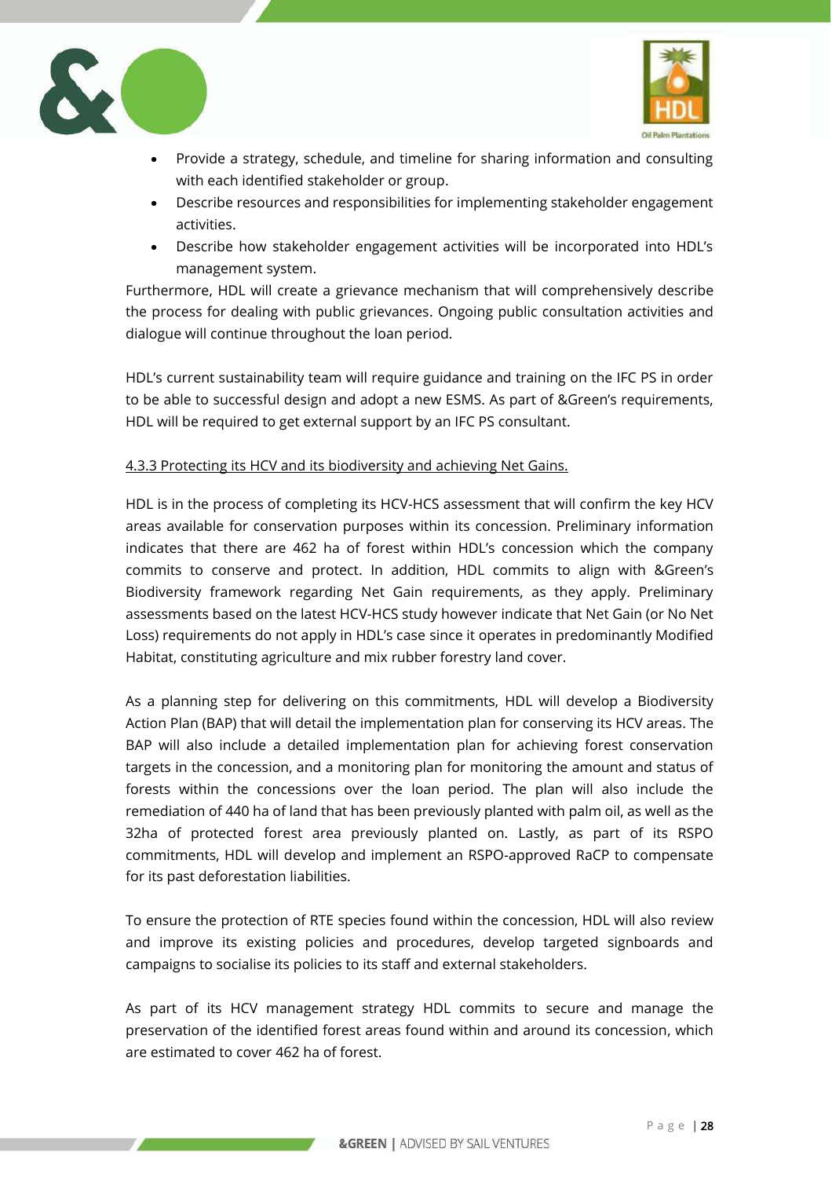- Provide a strategy, schedule, and timeline for sharing information and consulting with each identified stakeholder or group.
- Describe resources and responsibilities for implementing stakeholder engagement activities.
- Describe how stakeholder engagement activities will be incorporated into HDL's management system.

Furthermore, HDL will create a grievance mechanism that will comprehensively describe the process for dealing with public grievances. Ongoing public consultation activities and dialogue will continue throughout the loan period.

HDL's current sustainability team will require guidance and training on the IFC PS in order to be able to successful design and adopt a new ESMS. As part of &Green's requirements, HDL will be required to get external support by an IFC PS consultant.

#### 4.3.3 Protecting its HCV and its biodiversity and achieving Net Gains.

HDL is in the process of completing its HCV-HCS assessment that will confirm the key HCV areas available for conservation purposes within its concession. Preliminary information indicates that there are 462 ha of forest within HDL's concession which the company commits to conserve and protect. In addition, HDL commits to align with &Green's Biodiversity framework regarding Net Gain requirements, as they apply. Preliminary assessments based on the latest HCV-HCS study however indicate that Net Gain (or No Net Loss) requirements do not apply in HDL's case since it operates in predominantly Modified Habitat, constituting agriculture and mix rubber forestry land cover.

As a planning step for delivering on this commitments, HDL will develop a Biodiversity Action Plan (BAP) that will detail the implementation plan for conserving its HCV areas. The BAP will also include a detailed implementation plan for achieving forest conservation targets in the concession, and a monitoring plan for monitoring the amount and status of forests within the concessions over the loan period. The plan will also include the remediation of 440 ha of land that has been previously planted with palm oil, as well as the 32ha of protected forest area previously planted on. Lastly, as part of its RSPO commitments, HDL will develop and implement an RSPO-approved RaCP to compensate for its past deforestation liabilities.

To ensure the protection of RTE species found within the concession, HDL will also review and improve its existing policies and procedures, develop targeted signboards and campaigns to socialise its policies to its staff and external stakeholders.

As part of its HCV management strategy HDL commits to secure and manage the preservation of the identified forest areas found within and around its concession, which are estimated to cover 462 ha of forest.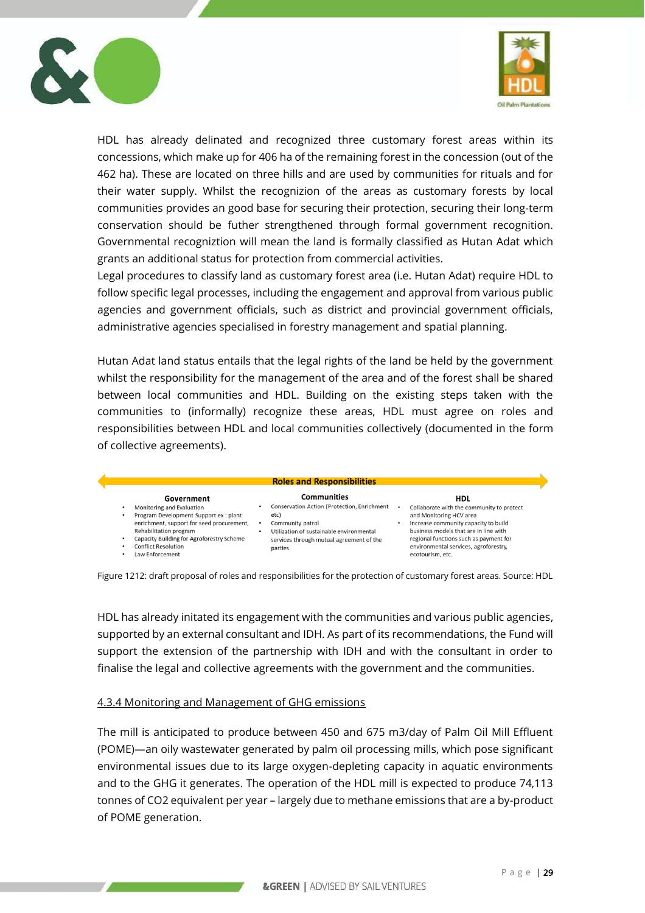HDL has already delinated and recognized three customary forest areas within its concessions, which make up for 406 ha of the remaining forest in the concession (out of the 462 ha). These are located on three hills and are used by communities for rituals and for their water supply. Whilst the recognizion of the areas as customary forests by local communities provides an good base for securing their protection, securing their long-term conservation should be futher strengthened through formal government recognition. Governmental recogniztion will mean the land is formally classified as Hutan Adat which grants an additional status for protection from commercial activities.
Legal procedures to classify land as customary forest area (i.e. Hutan Adat) require HDL to follow specific legal processes, including the engagement and approval from various public agencies and government officials, such as district and provincial government officials, administrative agencies specialised in forestry management and spatial planning.

Hutan Adat land status entails that the legal rights of the land be held by the government whilst the responsibility for the management of the area and of the forest shall be shared between local communities and HDL. Building on the existing steps taken with the communities to (informally) recognize these areas, HDL must agree on roles and responsibilities between HDL and local communities collectively (documented in the form of collective agreements).

**Roles and Responsibilities**

**Government**
- Monitoring and Evaluation
- Program Development Support ex : plant enrichment, support for seed procurement, Rehabilitation program
- Capacity Building for Agroforestry Scheme
- Conflict Resolution
- Law Enforcement

**Communities**
- Conservation Action (Protection, Enrichment etc)
- Community patrol
- Utilization of sustainable environmental services through mutual agreement of the parties

**HDL**
- Collaborate with the community to protect and Monitoring HCV area
- Increase community capacity to build business models that are in line with regional functions such as payment for environmental services, agroforestry, ecotourism, etc.

Figure 1212: draft proposal of roles and responsibilities for the protection of customary forest areas. Source: HDL

HDL has already initated its engagement with the communities and various public agencies, supported by an external consultant and IDH. As part of its recommendations, the Fund will support the extension of the partnership with IDH and with the consultant in order to finalise the legal and collective agreements with the government and the communities.

#### 4.3.4 Monitoring and Management of GHG emissions

The mill is anticipated to produce between 450 and 675 m3/day of Palm Oil Mill Effluent (POME)—an oily wastewater generated by palm oil processing mills, which pose significant environmental issues due to its large oxygen-depleting capacity in aquatic environments and to the GHG it generates. The operation of the HDL mill is expected to produce 74,113 tonnes of $CO_2$ equivalent per year – largely due to methane emissions that are a by-product of POME generation.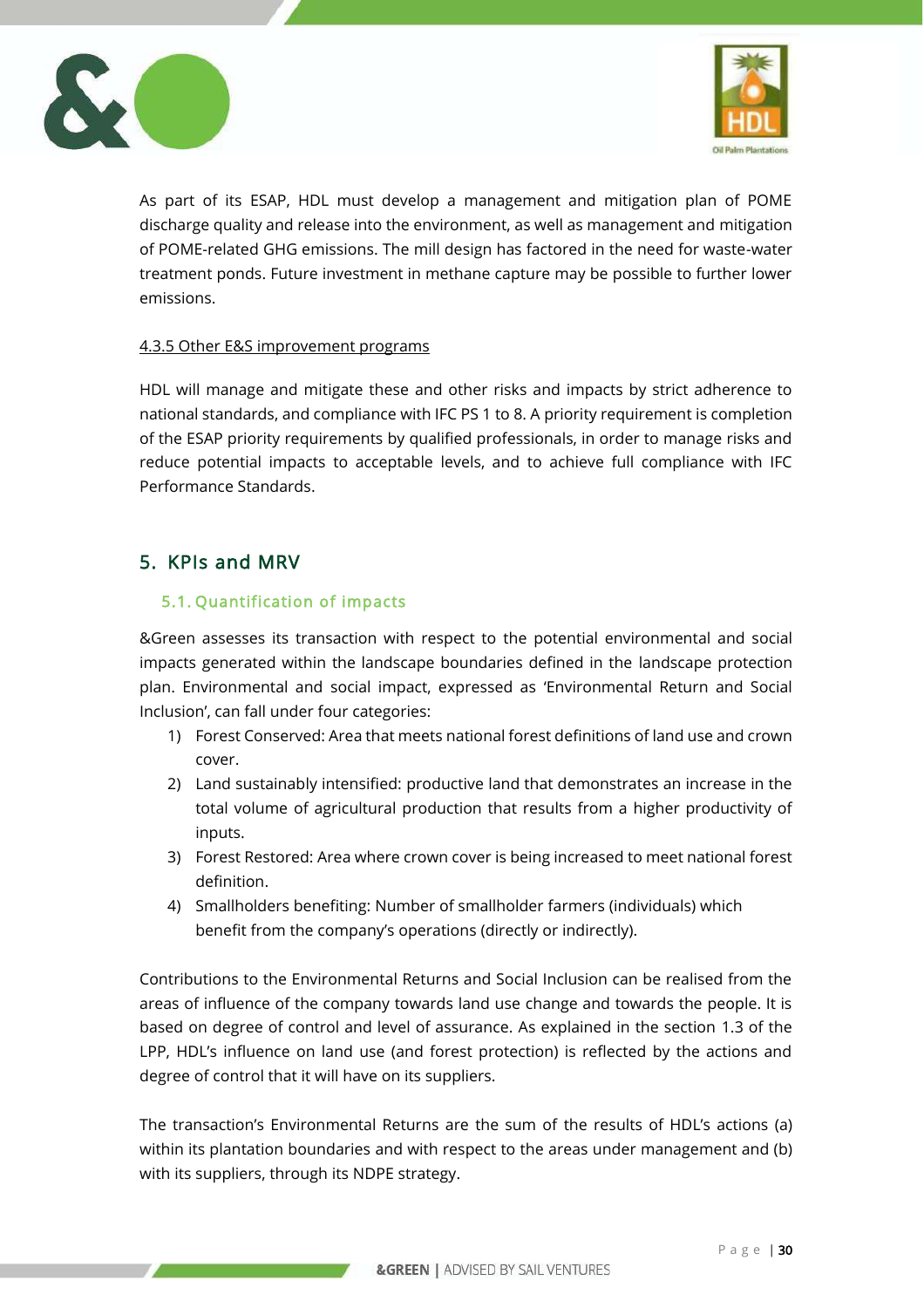As part of its ESAP, HDL must develop a management and mitigation plan of POME discharge quality and release into the environment, as well as management and mitigation of POME-related GHG emissions. The mill design has factored in the need for waste-water treatment ponds. Future investment in methane capture may be possible to further lower emissions.

#### 4.3.5 Other E&S improvement programs

HDL will manage and mitigate these and other risks and impacts by strict adherence to national standards, and compliance with IFC PS 1 to 8. A priority requirement is completion of the ESAP priority requirements by qualified professionals, in order to manage risks and reduce potential impacts to acceptable levels, and to achieve full compliance with IFC Performance Standards.

## 5. KPIs and MRV

### 5.1. Quantification of impacts

&Green assesses its transaction with respect to the potential environmental and social impacts generated within the landscape boundaries defined in the landscape protection plan. Environmental and social impact, expressed as 'Environmental Return and Social Inclusion', can fall under four categories:

1) Forest Conserved: Area that meets national forest definitions of land use and crown cover.
2) Land sustainably intensified: productive land that demonstrates an increase in the total volume of agricultural production that results from a higher productivity of inputs.
3) Forest Restored: Area where crown cover is being increased to meet national forest definition.
4) Smallholders benefiting: Number of smallholder farmers (individuals) which benefit from the company's operations (directly or indirectly).

Contributions to the Environmental Returns and Social Inclusion can be realised from the areas of influence of the company towards land use change and towards the people. It is based on degree of control and level of assurance. As explained in the section 1.3 of the LPP, HDL's influence on land use (and forest protection) is reflected by the actions and degree of control that it will have on its suppliers.

The transaction's Environmental Returns are the sum of the results of HDL's actions (a) within its plantation boundaries and with respect to the areas under management and (b) with its suppliers, through its NDPE strategy.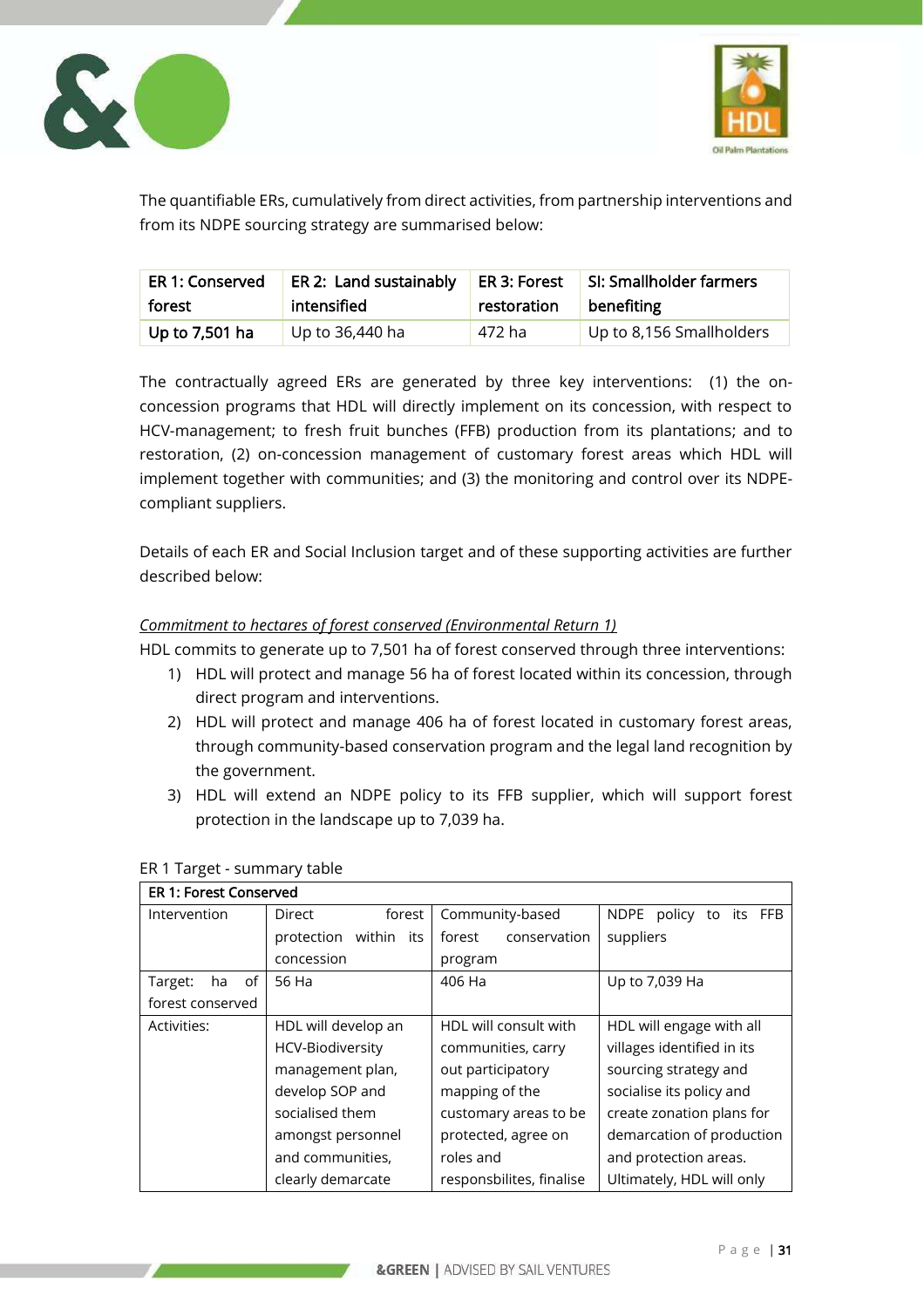The quantifiable ERs, cumulatively from direct activities, from partnership interventions and from its NDPE sourcing strategy are summarised below:

| ER 1: Conserved forest | ER 2: Land sustainably intensified | ER 3: Forest restoration | SI: Smallholder farmers benefiting |
|---|---|---|---|
| Up to 7,501 ha | Up to 36,440 ha | 472 ha | Up to 8,156 Smallholders |

The contractually agreed ERs are generated by three key interventions: (1) the on-concession programs that HDL will directly implement on its concession, with respect to HCV-management; to fresh fruit bunches (FFB) production from its plantations; and to restoration, (2) on-concession management of customary forest areas which HDL will implement together with communities; and (3) the monitoring and control over its NDPE-compliant suppliers.

Details of each ER and Social Inclusion target and of these supporting activities are further described below:

*Commitment to hectares of forest conserved (Environmental Return 1)*

HDL commits to generate up to 7,501 ha of forest conserved through three interventions:

1) HDL will protect and manage 56 ha of forest located within its concession, through direct program and interventions.
2) HDL will protect and manage 406 ha of forest located in customary forest areas, through community-based conservation program and the legal land recognition by the government.
3) HDL will extend an NDPE policy to its FFB supplier, which will support forest protection in the landscape up to 7,039 ha.

ER 1 Target - summary table

| ER 1: Forest Conserved | | | |
|---|---|---|---|
| Intervention | Direct forest protection within its concession | Community-based forest conservation program | NDPE policy to its FFB suppliers |
| Target: ha of forest conserved | 56 Ha | 406 Ha | Up to 7,039 Ha |
| Activities: | HDL will develop an HCV-Biodiversity management plan, develop SOP and socialised them amongst personnel and communities, clearly demarcate | HDL will consult with communities, carry out participatory mapping of the customary areas to be protected, agree on roles and responsbilites, finalise | HDL will engage with all villages identified in its sourcing strategy and socialise its policy and create zonation plans for demarcation of production and protection areas. Ultimately, HDL will only |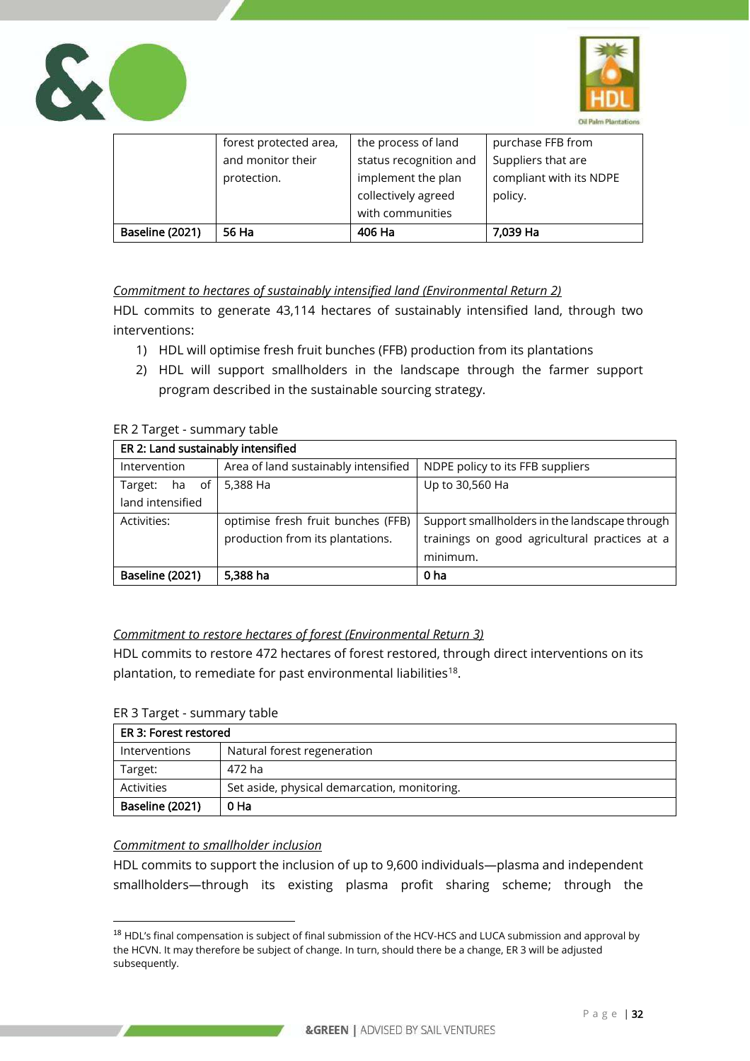| | forest protected area, and monitor their protection. | the process of land status recognition and implement the plan collectively agreed with communities | purchase FFB from Suppliers that are compliant with its NDPE policy. |
|---|---|---|---|
| **Baseline (2021)** | **56 Ha** | **406 Ha** | **7,039 Ha** |

*Commitment to hectares of sustainably intensified land (Environmental Return 2)*

HDL commits to generate 43,114 hectares of sustainably intensified land, through two interventions:

1) HDL will optimise fresh fruit bunches (FFB) production from its plantations
2) HDL will support smallholders in the landscape through the farmer support program described in the sustainable sourcing strategy.

ER 2 Target - summary table

| **ER 2: Land sustainably intensified** | | |
|---|---|---|
| Intervention | Area of land sustainably intensified | NDPE policy to its FFB suppliers |
| Target: ha of land intensified | 5,388 Ha | Up to 30,560 Ha |
| Activities: | optimise fresh fruit bunches (FFB) production from its plantations. | Support smallholders in the landscape through trainings on good agricultural practices at a minimum. |
| **Baseline (2021)** | **5,388 ha** | **0 ha** |

*Commitment to restore hectares of forest (Environmental Return 3)*

HDL commits to restore 472 hectares of forest restored, through direct interventions on its plantation, to remediate for past environmental liabilities[18].

ER 3 Target - summary table

| **ER 3: Forest restored** | |
|---|---|
| Interventions | Natural forest regeneration |
| Target: | 472 ha |
| Activities | Set aside, physical demarcation, monitoring. |
| **Baseline (2021)** | **0 Ha** |

*Commitment to smallholder inclusion*

HDL commits to support the inclusion of up to 9,600 individuals—plasma and independent smallholders—through its existing plasma profit sharing scheme; through the

[18] HDL's final compensation is subject of final submission of the HCV-HCS and LUCA submission and approval by the HCVN. It may therefore be subject of change. In turn, should there be a change, ER 3 will be adjusted subsequently.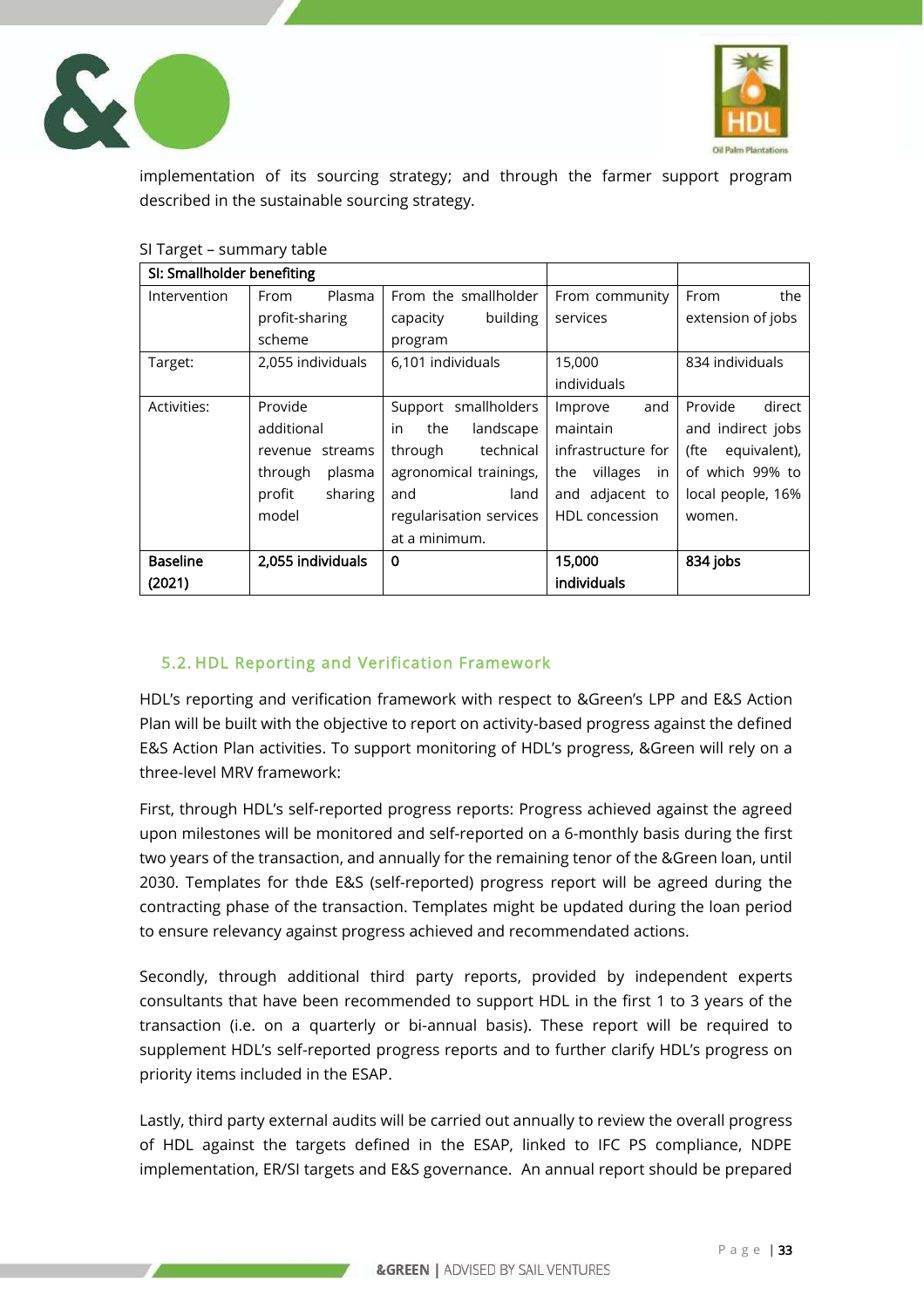implementation of its sourcing strategy; and through the farmer support program described in the sustainable sourcing strategy.

SI Target – summary table

| **SI: Smallholder benefiting** | | | | |
|---|---|---|---|---|
| Intervention | From Plasma profit-sharing scheme | From the smallholder capacity building program | From community services | From the extension of jobs |
| Target: | 2,055 individuals | 6,101 individuals | 15,000 individuals | 834 individuals |
| Activities: | Provide additional revenue streams through plasma profit sharing model | Support smallholders in the landscape through technical agronomical trainings, and land regularisation services at a minimum. | Improve and maintain infrastructure for the villages in and adjacent to HDL concession | Provide direct and indirect jobs (fte equivalent), of which 99% to local people, 16% women. |
| **Baseline (2021)** | **2,055 individuals** | **0** | **15,000 individuals** | **834 jobs** |

## 5.2. HDL Reporting and Verification Framework

HDL's reporting and verification framework with respect to &Green's LPP and E&S Action Plan will be built with the objective to report on activity-based progress against the defined E&S Action Plan activities. To support monitoring of HDL's progress, &Green will rely on a three-level MRV framework:

First, through HDL's self-reported progress reports: Progress achieved against the agreed upon milestones will be monitored and self-reported on a 6-monthly basis during the first two years of the transaction, and annually for the remaining tenor of the &Green loan, until 2030. Templates for thde E&S (self-reported) progress report will be agreed during the contracting phase of the transaction. Templates might be updated during the loan period to ensure relevancy against progress achieved and recommendated actions.

Secondly, through additional third party reports, provided by independent experts consultants that have been recommended to support HDL in the first 1 to 3 years of the transaction (i.e. on a quarterly or bi-annual basis). These report will be required to supplement HDL's self-reported progress reports and to further clarify HDL's progress on priority items included in the ESAP.

Lastly, third party external audits will be carried out annually to review the overall progress of HDL against the targets defined in the ESAP, linked to IFC PS compliance, NDPE implementation, ER/SI targets and E&S governance. An annual report should be prepared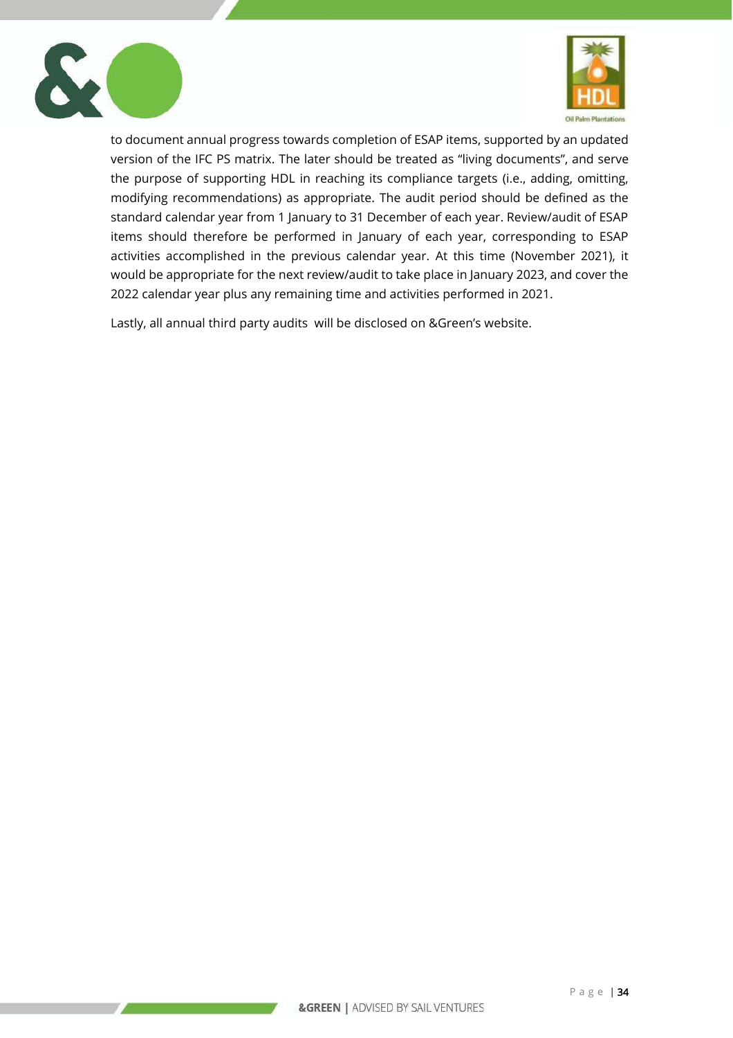to document annual progress towards completion of ESAP items, supported by an updated version of the IFC PS matrix. The later should be treated as “living documents”, and serve the purpose of supporting HDL in reaching its compliance targets (i.e., adding, omitting, modifying recommendations) as appropriate. The audit period should be defined as the standard calendar year from 1 January to 31 December of each year. Review/audit of ESAP items should therefore be performed in January of each year, corresponding to ESAP activities accomplished in the previous calendar year. At this time (November 2021), it would be appropriate for the next review/audit to take place in January 2023, and cover the 2022 calendar year plus any remaining time and activities performed in 2021.

Lastly, all annual third party audits will be disclosed on &Green’s website.